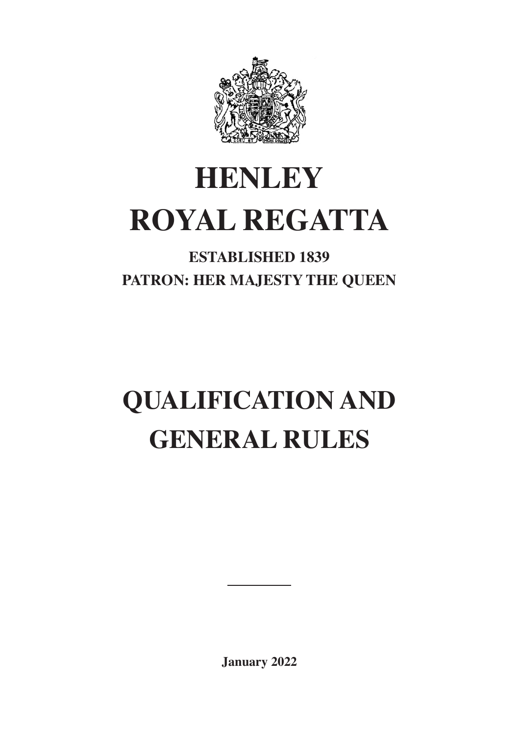# HENLEY ROYAL REGATTA

**ESTABLISHED 1839**

**PATRON: HER MAJESTY THE QUEEN**

# QUALIFICATION AND GENERAL RULES

---

**January 2022**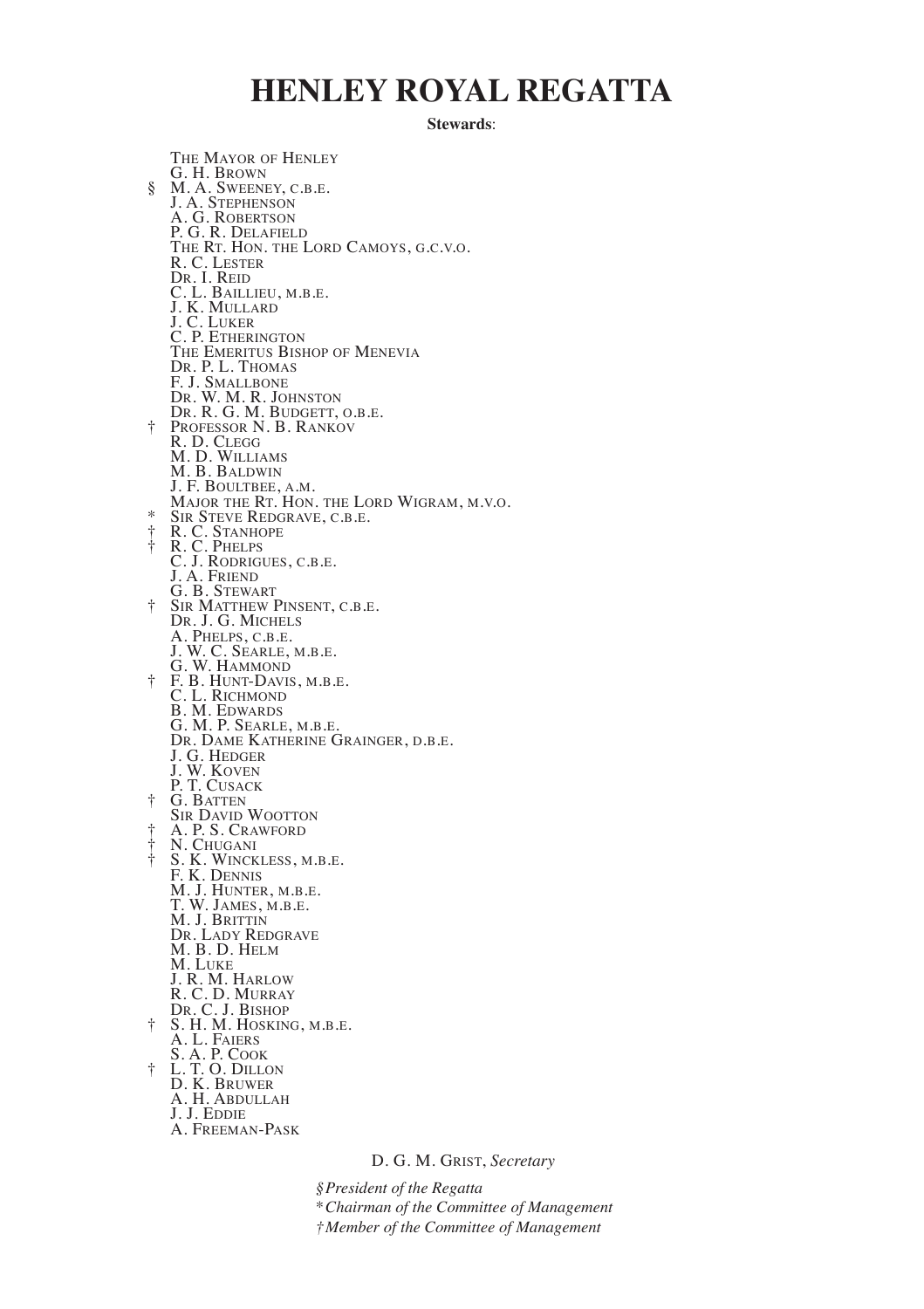# HENLEY ROYAL REGATTA

**Stewards**:

The Mayor of Henley
G. H. Brown
§ M. A. Sweeney, c.b.e.
J. A. Stephenson
A. G. Robertson
P. G. R. Delafield
The Rt. Hon. the Lord Camoys, g.c.v.o.
R. C. Lester
Dr. I. Reid
C. L. Baillieu, m.b.e.
J. K. Mullard
J. C. Luker
C. P. Etherington
The Emeritus Bishop of Menevia
Dr. P. L. Thomas
F. J. Smallbone
Dr. W. M. R. Johnston
Dr. R. G. M. Budgett, o.b.e.
† Professor N. B. Rankov
R. D. Clegg
M. D. Williams
M. B. Baldwin
J. F. Boultbee, a.m.
Major the Rt. Hon. the Lord Wigram, m.v.o.
* Sir Steve Redgrave, c.b.e.
† R. C. Stanhope
† R. C. Phelps
C. J. Rodrigues, c.b.e.
J. A. Friend
G. B. Stewart
† Sir Matthew Pinsent, c.b.e.
Dr. J. G. Michels
A. Phelps, c.b.e.
J. W. C. Searle, m.b.e.
G. W. Hammond
† F. B. Hunt-Davis, m.b.e.
C. L. Richmond
B. M. Edwards
G. M. P. Searle, m.b.e.
Dr. Dame Katherine Grainger, d.b.e.
J. G. Hedger
J. W. Koven
P. T. Cusack
† G. Batten
Sir David Wootton
† A. P. S. Crawford
† N. Chugani
† S. K. Winckless, m.b.e.
F. K. Dennis
M. J. Hunter, m.b.e.
T. W. James, m.b.e.
M. J. Brittin
Dr. Lady Redgrave
M. B. D. Helm
M. Luke
J. R. M. Harlow
R. C. D. Murray
Dr. C. J. Bishop
† S. H. M. Hosking, m.b.e.
A. L. Faiers
S. A. P. Cook
† L. T. O. Dillon
D. K. Bruwer
A. H. Abdullah
J. J. Eddie
A. Freeman-Pask

D. G. M. Grist, *Secretary*

*§ President of the Regatta*
*\* Chairman of the Committee of Management*
*† Member of the Committee of Management*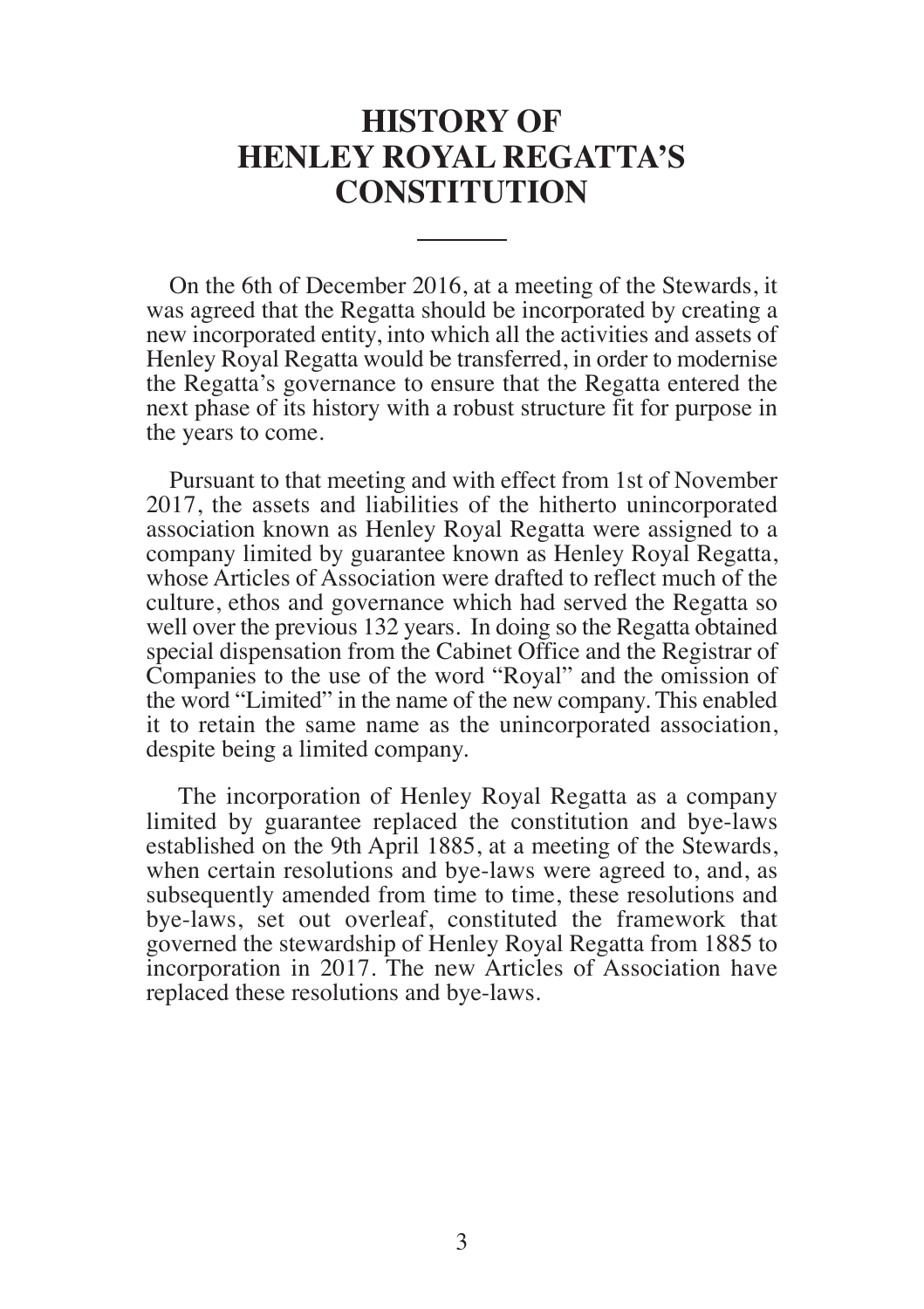# HISTORY OF HENLEY ROYAL REGATTA'S CONSTITUTION

On the 6th of December 2016, at a meeting of the Stewards, it was agreed that the Regatta should be incorporated by creating a new incorporated entity, into which all the activities and assets of Henley Royal Regatta would be transferred, in order to modernise the Regatta's governance to ensure that the Regatta entered the next phase of its history with a robust structure fit for purpose in the years to come.

Pursuant to that meeting and with effect from 1st of November 2017, the assets and liabilities of the hitherto unincorporated association known as Henley Royal Regatta were assigned to a company limited by guarantee known as Henley Royal Regatta, whose Articles of Association were drafted to reflect much of the culture, ethos and governance which had served the Regatta so well over the previous 132 years. In doing so the Regatta obtained special dispensation from the Cabinet Office and the Registrar of Companies to the use of the word "Royal" and the omission of the word "Limited" in the name of the new company. This enabled it to retain the same name as the unincorporated association, despite being a limited company.

The incorporation of Henley Royal Regatta as a company limited by guarantee replaced the constitution and bye-laws established on the 9th April 1885, at a meeting of the Stewards, when certain resolutions and bye-laws were agreed to, and, as subsequently amended from time to time, these resolutions and bye-laws, set out overleaf, constituted the framework that governed the stewardship of Henley Royal Regatta from 1885 to incorporation in 2017. The new Articles of Association have replaced these resolutions and bye-laws.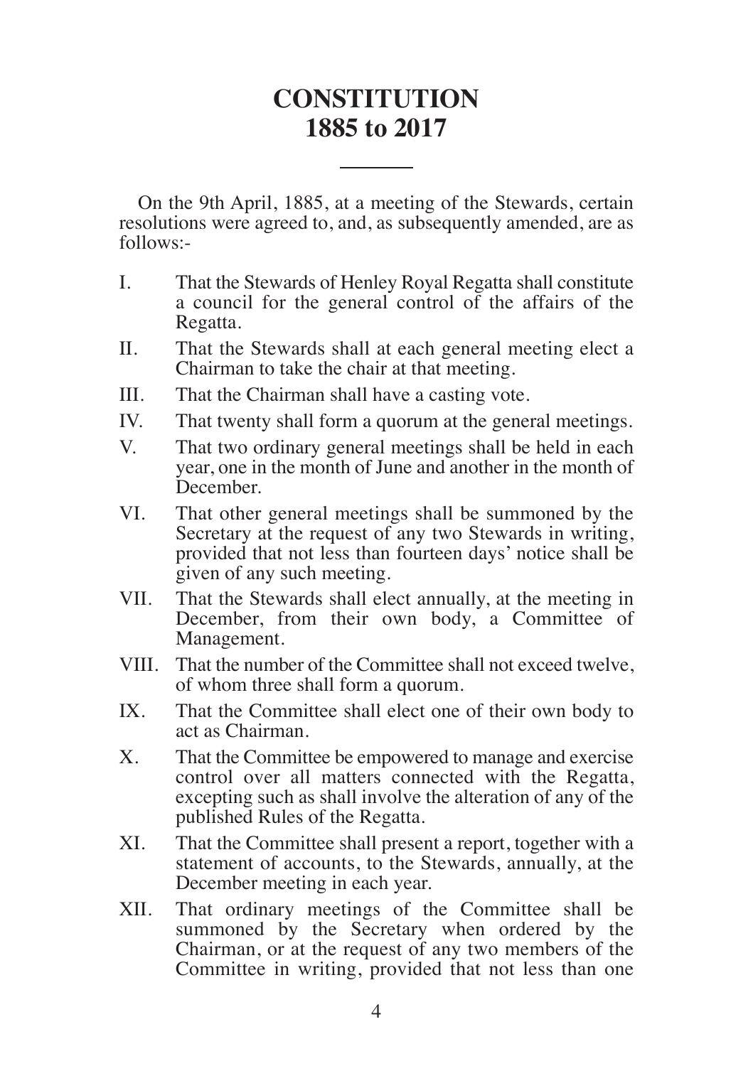# CONSTITUTION 1885 to 2017

On the 9th April, 1885, at a meeting of the Stewards, certain resolutions were agreed to, and, as subsequently amended, are as follows:-

I. That the Stewards of Henley Royal Regatta shall constitute a council for the general control of the affairs of the Regatta.

II. That the Stewards shall at each general meeting elect a Chairman to take the chair at that meeting.

III. That the Chairman shall have a casting vote.

IV. That twenty shall form a quorum at the general meetings.

V. That two ordinary general meetings shall be held in each year, one in the month of June and another in the month of December.

VI. That other general meetings shall be summoned by the Secretary at the request of any two Stewards in writing, provided that not less than fourteen days' notice shall be given of any such meeting.

VII. That the Stewards shall elect annually, at the meeting in December, from their own body, a Committee of Management.

VIII. That the number of the Committee shall not exceed twelve, of whom three shall form a quorum.

IX. That the Committee shall elect one of their own body to act as Chairman.

X. That the Committee be empowered to manage and exercise control over all matters connected with the Regatta, excepting such as shall involve the alteration of any of the published Rules of the Regatta.

XI. That the Committee shall present a report, together with a statement of accounts, to the Stewards, annually, at the December meeting in each year.

XII. That ordinary meetings of the Committee shall be summoned by the Secretary when ordered by the Chairman, or at the request of any two members of the Committee in writing, provided that not less than one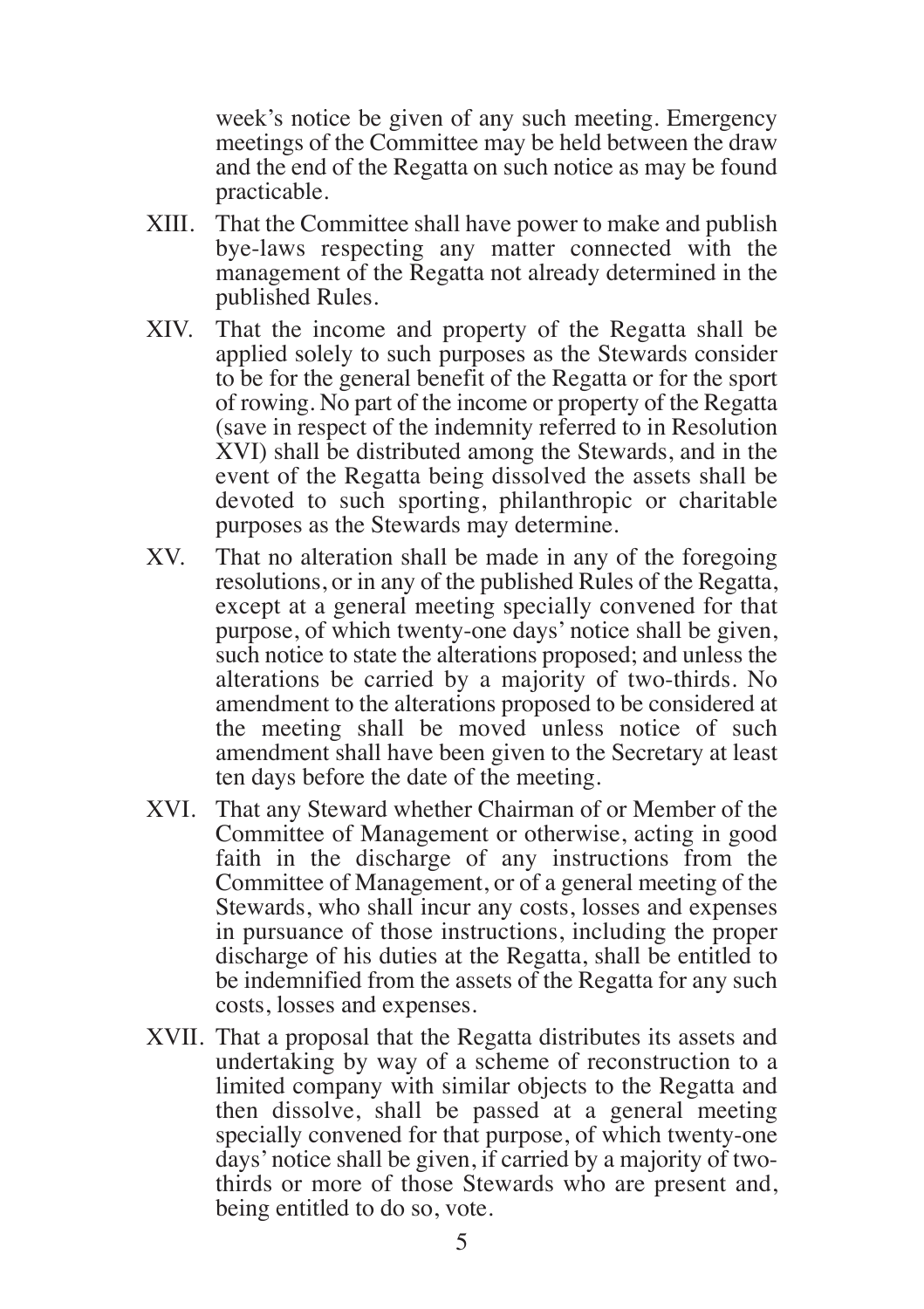week's notice be given of any such meeting. Emergency meetings of the Committee may be held between the draw and the end of the Regatta on such notice as may be found practicable.

XIII. That the Committee shall have power to make and publish bye-laws respecting any matter connected with the management of the Regatta not already determined in the published Rules.

XIV. That the income and property of the Regatta shall be applied solely to such purposes as the Stewards consider to be for the general benefit of the Regatta or for the sport of rowing. No part of the income or property of the Regatta (save in respect of the indemnity referred to in Resolution XVI) shall be distributed among the Stewards, and in the event of the Regatta being dissolved the assets shall be devoted to such sporting, philanthropic or charitable purposes as the Stewards may determine.

XV. That no alteration shall be made in any of the foregoing resolutions, or in any of the published Rules of the Regatta, except at a general meeting specially convened for that purpose, of which twenty-one days' notice shall be given, such notice to state the alterations proposed; and unless the alterations be carried by a majority of two-thirds. No amendment to the alterations proposed to be considered at the meeting shall be moved unless notice of such amendment shall have been given to the Secretary at least ten days before the date of the meeting.

XVI. That any Steward whether Chairman of or Member of the Committee of Management or otherwise, acting in good faith in the discharge of any instructions from the Committee of Management, or of a general meeting of the Stewards, who shall incur any costs, losses and expenses in pursuance of those instructions, including the proper discharge of his duties at the Regatta, shall be entitled to be indemnified from the assets of the Regatta for any such costs, losses and expenses.

XVII. That a proposal that the Regatta distributes its assets and undertaking by way of a scheme of reconstruction to a limited company with similar objects to the Regatta and then dissolve, shall be passed at a general meeting specially convened for that purpose, of which twenty-one days' notice shall be given, if carried by a majority of two-thirds or more of those Stewards who are present and, being entitled to do so, vote.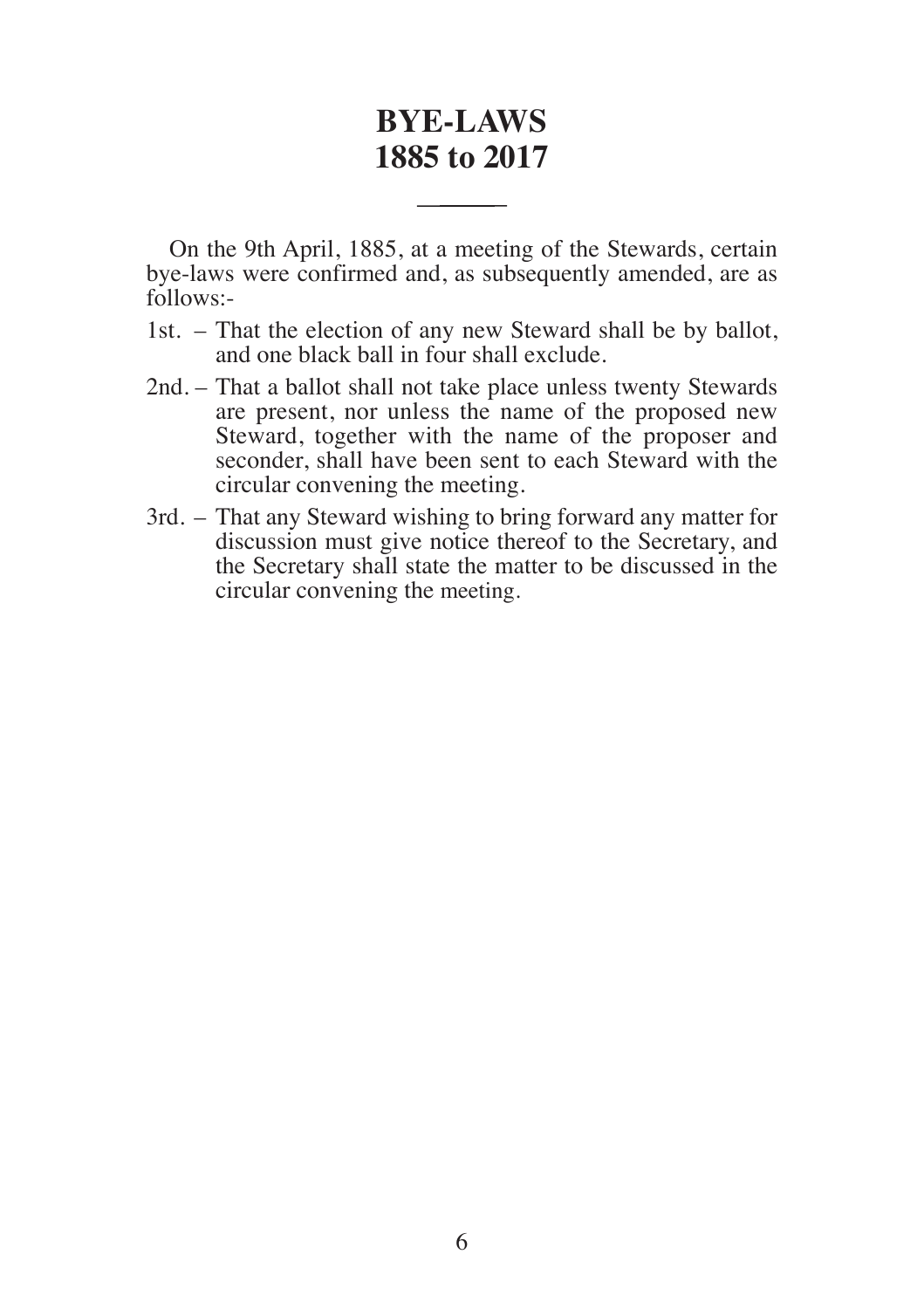# BYE-LAWS
# 1885 to 2017

On the 9th April, 1885, at a meeting of the Stewards, certain bye-laws were confirmed and, as subsequently amended, are as follows:-

1st. – That the election of any new Steward shall be by ballot, and one black ball in four shall exclude.

2nd. – That a ballot shall not take place unless twenty Stewards are present, nor unless the name of the proposed new Steward, together with the name of the proposer and seconder, shall have been sent to each Steward with the circular convening the meeting.

3rd. – That any Steward wishing to bring forward any matter for discussion must give notice thereof to the Secretary, and the Secretary shall state the matter to be discussed in the circular convening the meeting.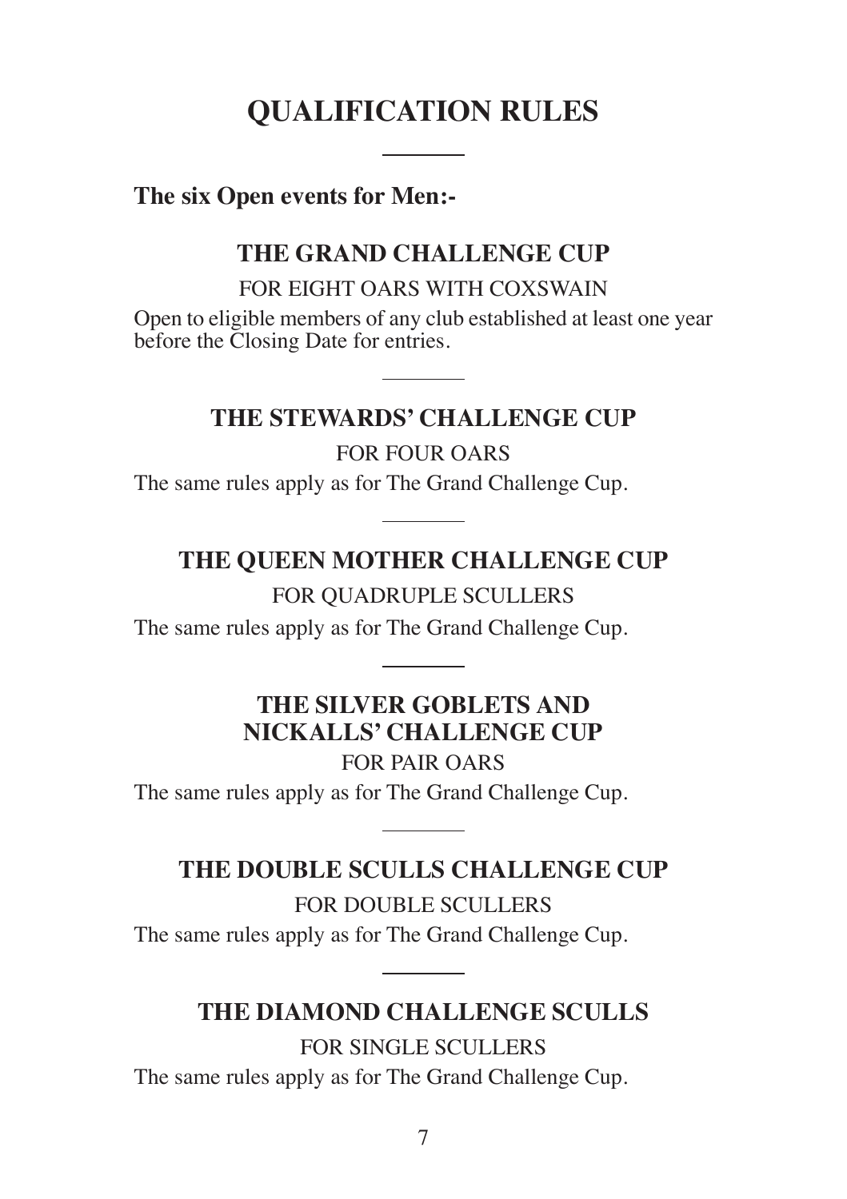# QUALIFICATION RULES

**The six Open events for Men:-**

## THE GRAND CHALLENGE CUP

FOR EIGHT OARS WITH COXSWAIN

Open to eligible members of any club established at least one year before the Closing Date for entries.

## THE STEWARDS' CHALLENGE CUP

FOR FOUR OARS

The same rules apply as for The Grand Challenge Cup.

## THE QUEEN MOTHER CHALLENGE CUP

FOR QUADRUPLE SCULLERS

The same rules apply as for The Grand Challenge Cup.

## THE SILVER GOBLETS AND NICKALLS' CHALLENGE CUP

FOR PAIR OARS

The same rules apply as for The Grand Challenge Cup.

## THE DOUBLE SCULLS CHALLENGE CUP

FOR DOUBLE SCULLERS

The same rules apply as for The Grand Challenge Cup.

## THE DIAMOND CHALLENGE SCULLS

FOR SINGLE SCULLERS

The same rules apply as for The Grand Challenge Cup.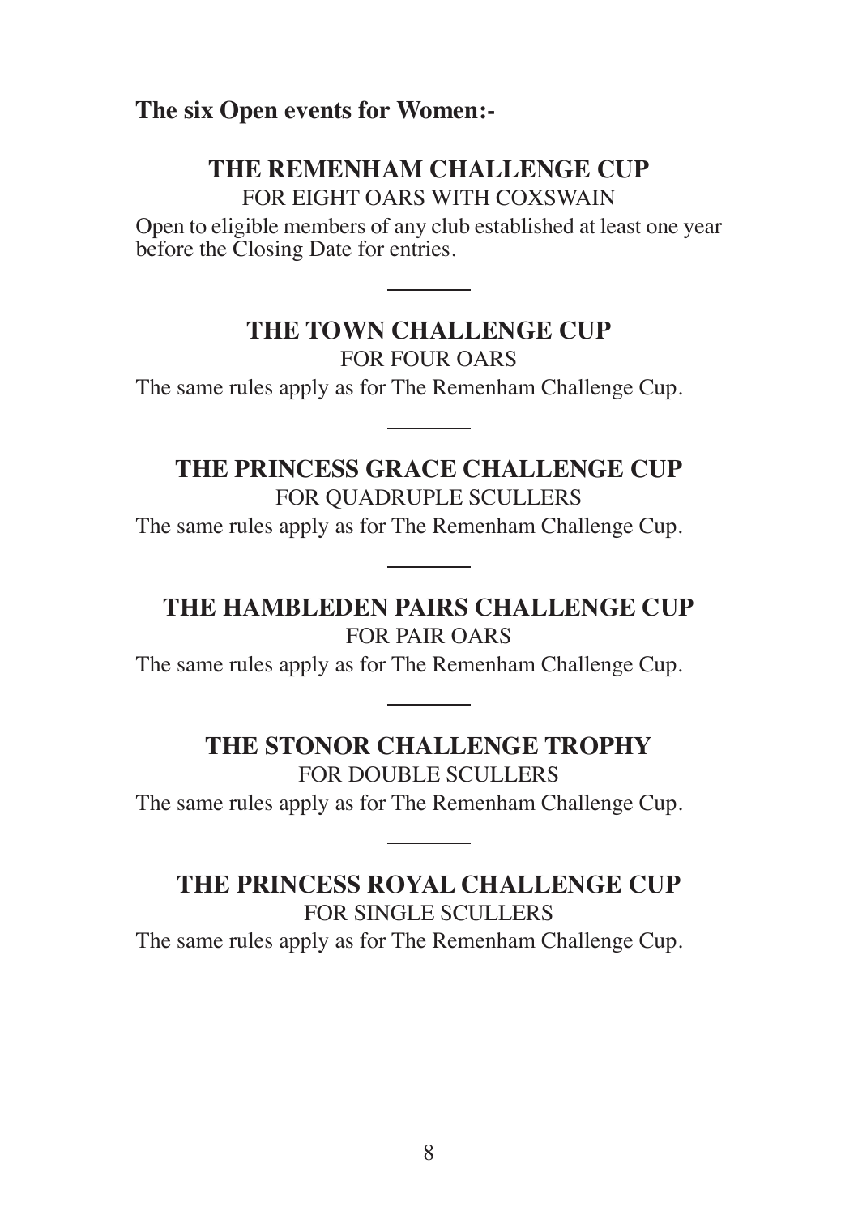**The six Open events for Women:-**

## THE REMENHAM CHALLENGE CUP

FOR EIGHT OARS WITH COXSWAIN

Open to eligible members of any club established at least one year before the Closing Date for entries.

---

## THE TOWN CHALLENGE CUP

FOR FOUR OARS

The same rules apply as for The Remenham Challenge Cup.

---

## THE PRINCESS GRACE CHALLENGE CUP

FOR QUADRUPLE SCULLERS

The same rules apply as for The Remenham Challenge Cup.

---

## THE HAMBLEDEN PAIRS CHALLENGE CUP

FOR PAIR OARS

The same rules apply as for The Remenham Challenge Cup.

---

## THE STONOR CHALLENGE TROPHY

FOR DOUBLE SCULLERS

The same rules apply as for The Remenham Challenge Cup.

---

## THE PRINCESS ROYAL CHALLENGE CUP

FOR SINGLE SCULLERS

The same rules apply as for The Remenham Challenge Cup.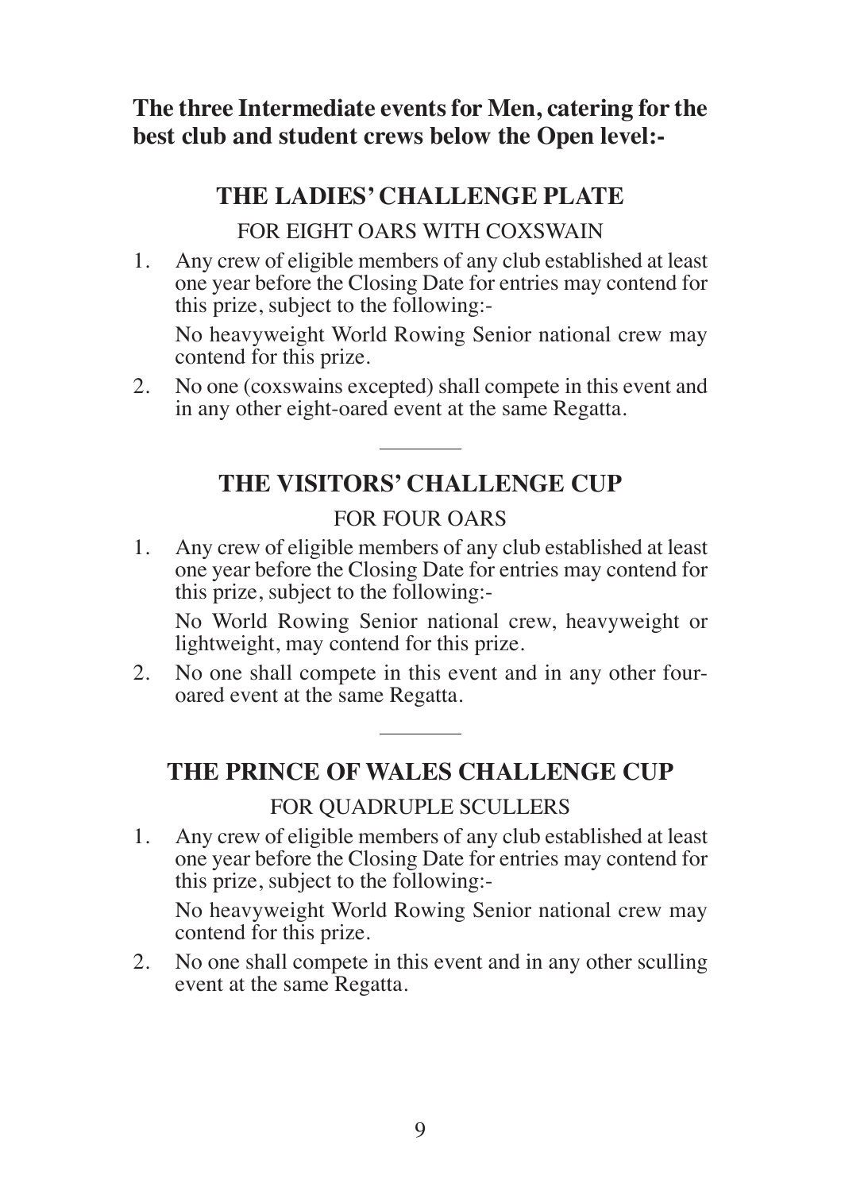**The three Intermediate events for Men, catering for the best club and student crews below the Open level:-**

## THE LADIES' CHALLENGE PLATE

FOR EIGHT OARS WITH COXSWAIN

1. Any crew of eligible members of any club established at least one year before the Closing Date for entries may contend for this prize, subject to the following:-

   No heavyweight World Rowing Senior national crew may contend for this prize.

2. No one (coxswains excepted) shall compete in this event and in any other eight-oared event at the same Regatta.

---

## THE VISITORS' CHALLENGE CUP

FOR FOUR OARS

1. Any crew of eligible members of any club established at least one year before the Closing Date for entries may contend for this prize, subject to the following:-

   No World Rowing Senior national crew, heavyweight or lightweight, may contend for this prize.

2. No one shall compete in this event and in any other four-oared event at the same Regatta.

---

## THE PRINCE OF WALES CHALLENGE CUP

FOR QUADRUPLE SCULLERS

1. Any crew of eligible members of any club established at least one year before the Closing Date for entries may contend for this prize, subject to the following:-

   No heavyweight World Rowing Senior national crew may contend for this prize.

2. No one shall compete in this event and in any other sculling event at the same Regatta.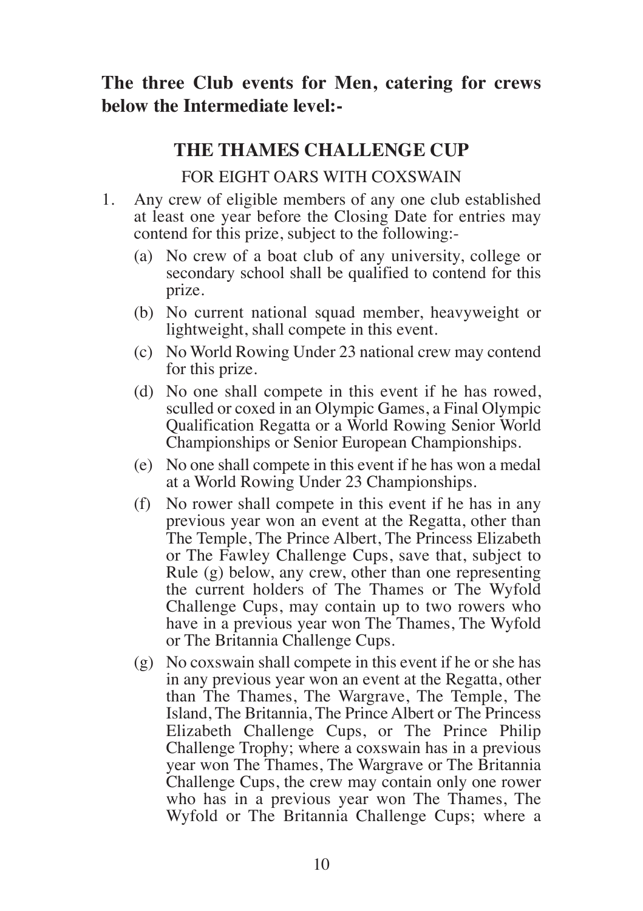**The three Club events for Men, catering for crews below the Intermediate level:-**

## THE THAMES CHALLENGE CUP

FOR EIGHT OARS WITH COXSWAIN

1. Any crew of eligible members of any one club established at least one year before the Closing Date for entries may contend for this prize, subject to the following:-
   - (a) No crew of a boat club of any university, college or secondary school shall be qualified to contend for this prize.
   - (b) No current national squad member, heavyweight or lightweight, shall compete in this event.
   - (c) No World Rowing Under 23 national crew may contend for this prize.
   - (d) No one shall compete in this event if he has rowed, sculled or coxed in an Olympic Games, a Final Olympic Qualification Regatta or a World Rowing Senior World Championships or Senior European Championships.
   - (e) No one shall compete in this event if he has won a medal at a World Rowing Under 23 Championships.
   - (f) No rower shall compete in this event if he has in any previous year won an event at the Regatta, other than The Temple, The Prince Albert, The Princess Elizabeth or The Fawley Challenge Cups, save that, subject to Rule (g) below, any crew, other than one representing the current holders of The Thames or The Wyfold Challenge Cups, may contain up to two rowers who have in a previous year won The Thames, The Wyfold or The Britannia Challenge Cups.
   - (g) No coxswain shall compete in this event if he or she has in any previous year won an event at the Regatta, other than The Thames, The Wargrave, The Temple, The Island, The Britannia, The Prince Albert or The Princess Elizabeth Challenge Cups, or The Prince Philip Challenge Trophy; where a coxswain has in a previous year won The Thames, The Wargrave or The Britannia Challenge Cups, the crew may contain only one rower who has in a previous year won The Thames, The Wyfold or The Britannia Challenge Cups; where a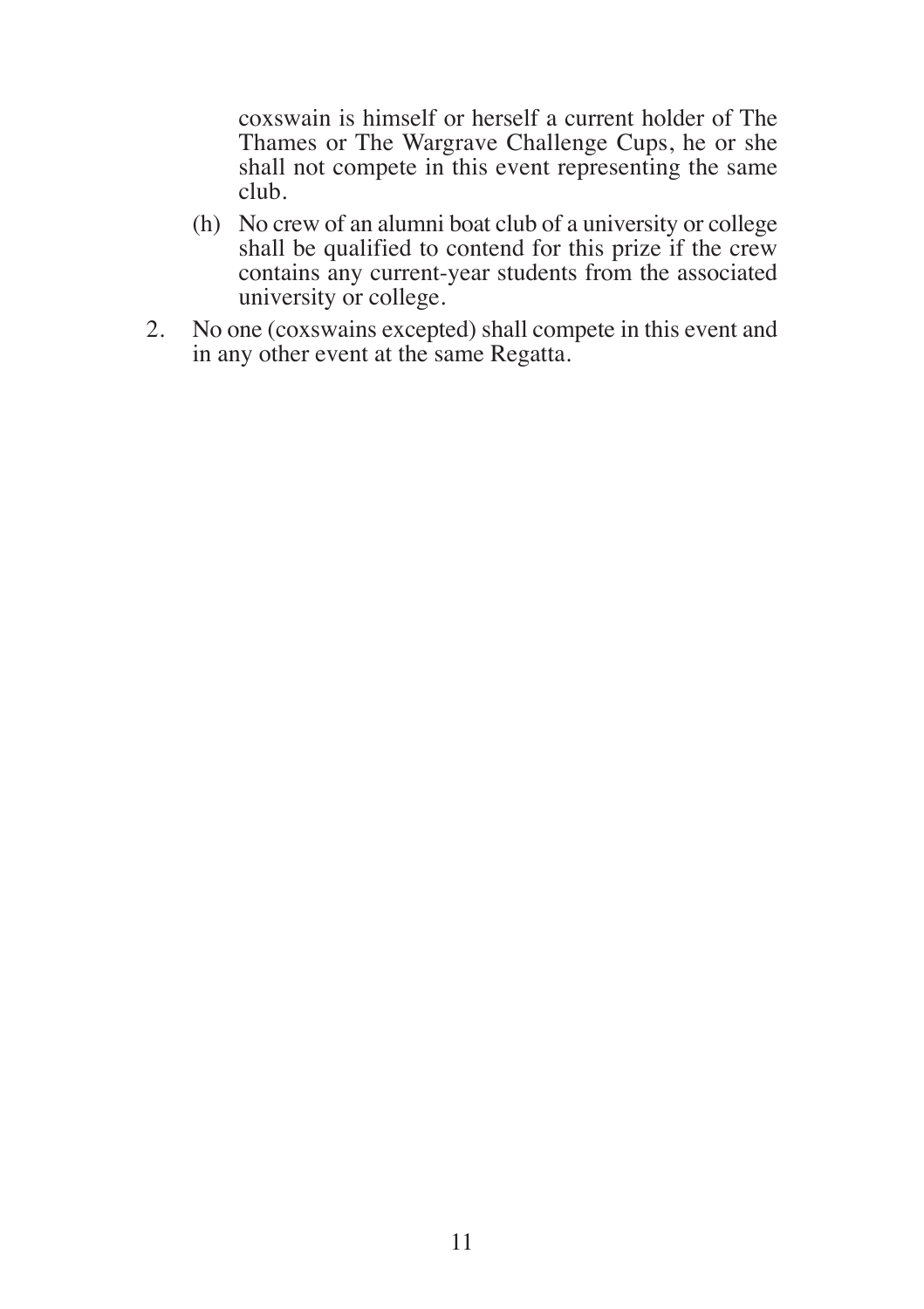coxswain is himself or herself a current holder of The Thames or The Wargrave Challenge Cups, he or she shall not compete in this event representing the same club.

(h) No crew of an alumni boat club of a university or college shall be qualified to contend for this prize if the crew contains any current-year students from the associated university or college.

2. No one (coxswains excepted) shall compete in this event and in any other event at the same Regatta.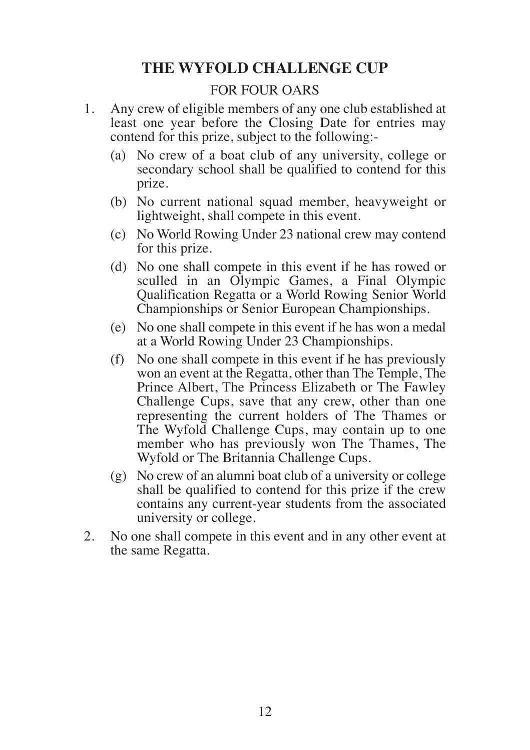## THE WYFOLD CHALLENGE CUP

FOR FOUR OARS

1. Any crew of eligible members of any one club established at least one year before the Closing Date for entries may contend for this prize, subject to the following:-
   - (a) No crew of a boat club of any university, college or secondary school shall be qualified to contend for this prize.
   - (b) No current national squad member, heavyweight or lightweight, shall compete in this event.
   - (c) No World Rowing Under 23 national crew may contend for this prize.
   - (d) No one shall compete in this event if he has rowed or sculled in an Olympic Games, a Final Olympic Qualification Regatta or a World Rowing Senior World Championships or Senior European Championships.
   - (e) No one shall compete in this event if he has won a medal at a World Rowing Under 23 Championships.
   - (f) No one shall compete in this event if he has previously won an event at the Regatta, other than The Temple, The Prince Albert, The Princess Elizabeth or The Fawley Challenge Cups, save that any crew, other than one representing the current holders of The Thames or The Wyfold Challenge Cups, may contain up to one member who has previously won The Thames, The Wyfold or The Britannia Challenge Cups.
   - (g) No crew of an alumni boat club of a university or college shall be qualified to contend for this prize if the crew contains any current-year students from the associated university or college.
2. No one shall compete in this event and in any other event at the same Regatta.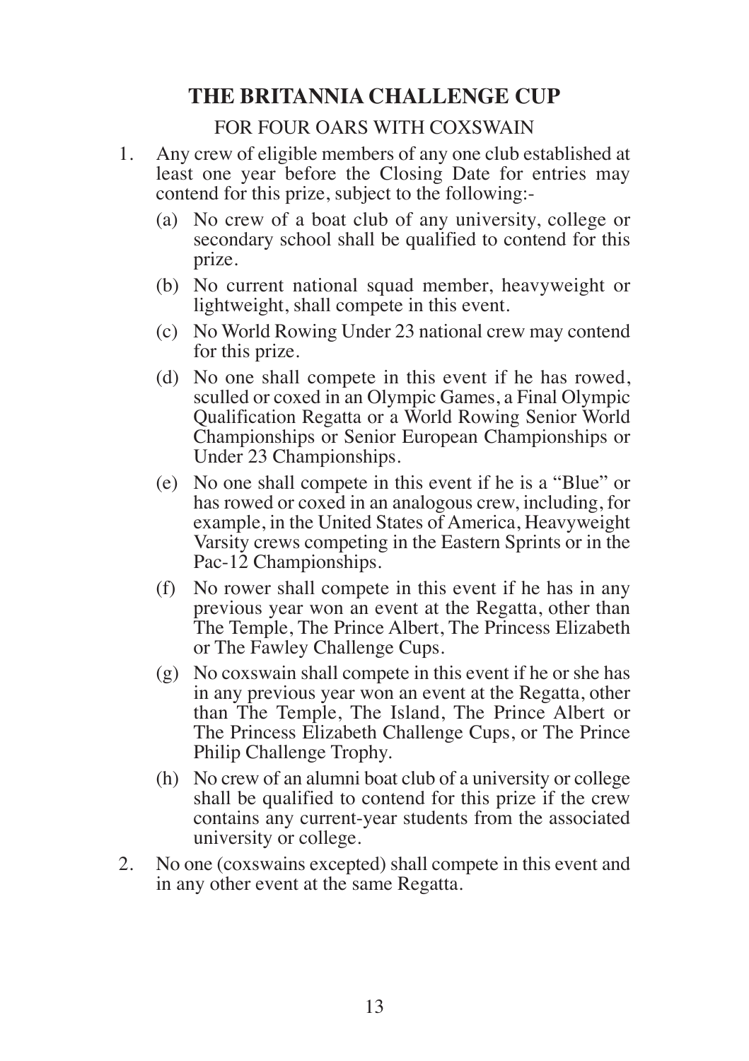## THE BRITANNIA CHALLENGE CUP

FOR FOUR OARS WITH COXSWAIN

1. Any crew of eligible members of any one club established at least one year before the Closing Date for entries may contend for this prize, subject to the following:-
   - (a) No crew of a boat club of any university, college or secondary school shall be qualified to contend for this prize.
   - (b) No current national squad member, heavyweight or lightweight, shall compete in this event.
   - (c) No World Rowing Under 23 national crew may contend for this prize.
   - (d) No one shall compete in this event if he has rowed, sculled or coxed in an Olympic Games, a Final Olympic Qualification Regatta or a World Rowing Senior World Championships or Senior European Championships or Under 23 Championships.
   - (e) No one shall compete in this event if he is a "Blue" or has rowed or coxed in an analogous crew, including, for example, in the United States of America, Heavyweight Varsity crews competing in the Eastern Sprints or in the Pac-12 Championships.
   - (f) No rower shall compete in this event if he has in any previous year won an event at the Regatta, other than The Temple, The Prince Albert, The Princess Elizabeth or The Fawley Challenge Cups.
   - (g) No coxswain shall compete in this event if he or she has in any previous year won an event at the Regatta, other than The Temple, The Island, The Prince Albert or The Princess Elizabeth Challenge Cups, or The Prince Philip Challenge Trophy.
   - (h) No crew of an alumni boat club of a university or college shall be qualified to contend for this prize if the crew contains any current-year students from the associated university or college.
2. No one (coxswains excepted) shall compete in this event and in any other event at the same Regatta.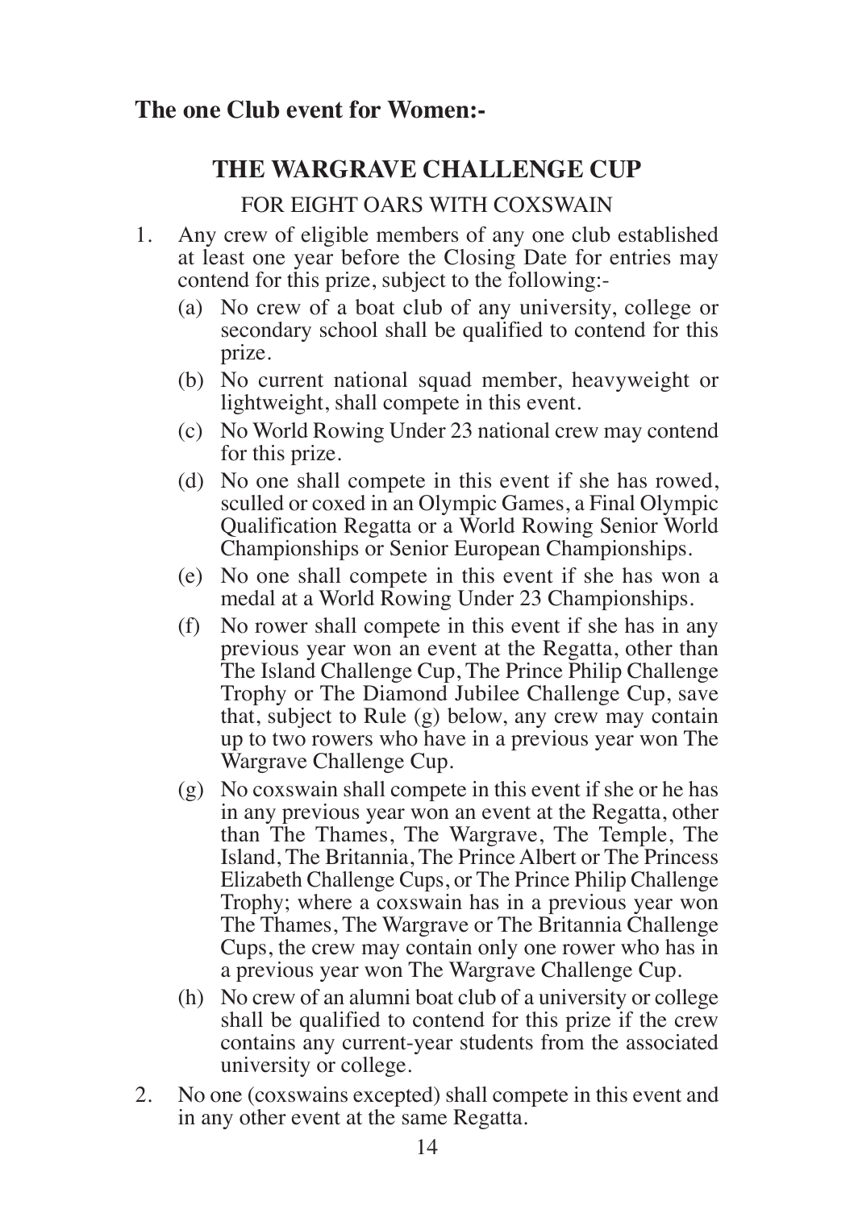**The one Club event for Women:-**

## THE WARGRAVE CHALLENGE CUP

FOR EIGHT OARS WITH COXSWAIN

1. Any crew of eligible members of any one club established at least one year before the Closing Date for entries may contend for this prize, subject to the following:-
   - (a) No crew of a boat club of any university, college or secondary school shall be qualified to contend for this prize.
   - (b) No current national squad member, heavyweight or lightweight, shall compete in this event.
   - (c) No World Rowing Under 23 national crew may contend for this prize.
   - (d) No one shall compete in this event if she has rowed, sculled or coxed in an Olympic Games, a Final Olympic Qualification Regatta or a World Rowing Senior World Championships or Senior European Championships.
   - (e) No one shall compete in this event if she has won a medal at a World Rowing Under 23 Championships.
   - (f) No rower shall compete in this event if she has in any previous year won an event at the Regatta, other than The Island Challenge Cup, The Prince Philip Challenge Trophy or The Diamond Jubilee Challenge Cup, save that, subject to Rule (g) below, any crew may contain up to two rowers who have in a previous year won The Wargrave Challenge Cup.
   - (g) No coxswain shall compete in this event if she or he has in any previous year won an event at the Regatta, other than The Thames, The Wargrave, The Temple, The Island, The Britannia, The Prince Albert or The Princess Elizabeth Challenge Cups, or The Prince Philip Challenge Trophy; where a coxswain has in a previous year won The Thames, The Wargrave or The Britannia Challenge Cups, the crew may contain only one rower who has in a previous year won The Wargrave Challenge Cup.
   - (h) No crew of an alumni boat club of a university or college shall be qualified to contend for this prize if the crew contains any current-year students from the associated university or college.
2. No one (coxswains excepted) shall compete in this event and in any other event at the same Regatta.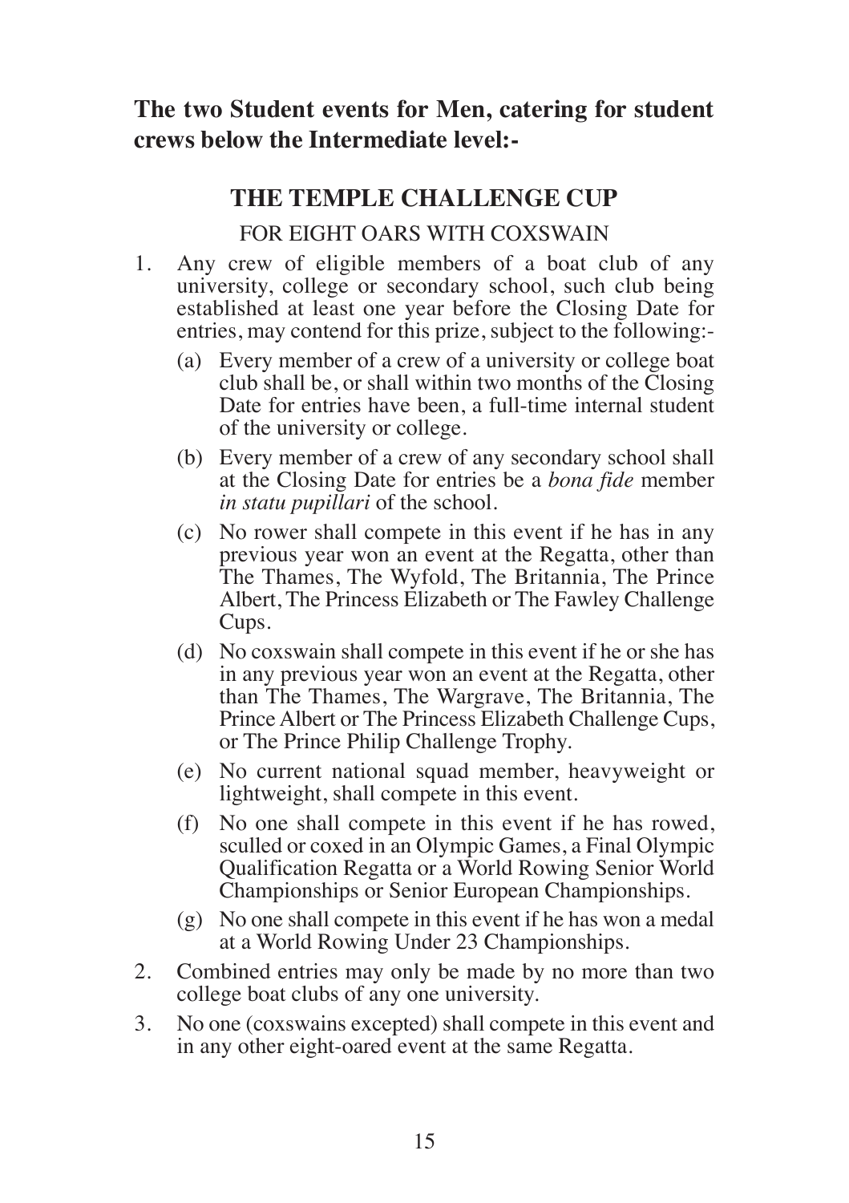**The two Student events for Men, catering for student crews below the Intermediate level:-**

## THE TEMPLE CHALLENGE CUP

FOR EIGHT OARS WITH COXSWAIN

1. Any crew of eligible members of a boat club of any university, college or secondary school, such club being established at least one year before the Closing Date for entries, may contend for this prize, subject to the following:-
   - (a) Every member of a crew of a university or college boat club shall be, or shall within two months of the Closing Date for entries have been, a full-time internal student of the university or college.
   - (b) Every member of a crew of any secondary school shall at the Closing Date for entries be a *bona fide* member *in statu pupillari* of the school.
   - (c) No rower shall compete in this event if he has in any previous year won an event at the Regatta, other than The Thames, The Wyfold, The Britannia, The Prince Albert, The Princess Elizabeth or The Fawley Challenge Cups.
   - (d) No coxswain shall compete in this event if he or she has in any previous year won an event at the Regatta, other than The Thames, The Wargrave, The Britannia, The Prince Albert or The Princess Elizabeth Challenge Cups, or The Prince Philip Challenge Trophy.
   - (e) No current national squad member, heavyweight or lightweight, shall compete in this event.
   - (f) No one shall compete in this event if he has rowed, sculled or coxed in an Olympic Games, a Final Olympic Qualification Regatta or a World Rowing Senior World Championships or Senior European Championships.
   - (g) No one shall compete in this event if he has won a medal at a World Rowing Under 23 Championships.
2. Combined entries may only be made by no more than two college boat clubs of any one university.
3. No one (coxswains excepted) shall compete in this event and in any other eight-oared event at the same Regatta.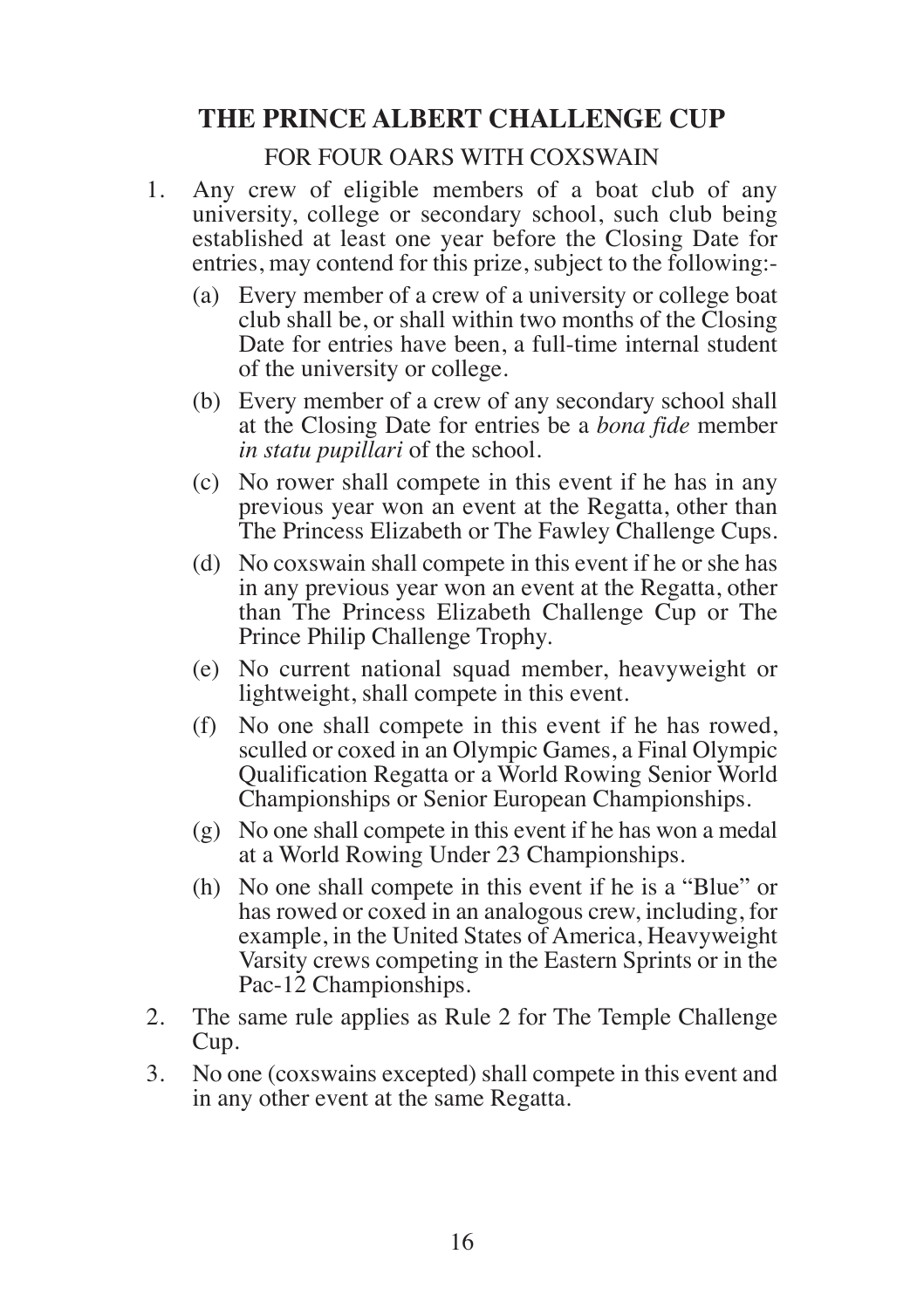## THE PRINCE ALBERT CHALLENGE CUP

FOR FOUR OARS WITH COXSWAIN

1. Any crew of eligible members of a boat club of any university, college or secondary school, such club being established at least one year before the Closing Date for entries, may contend for this prize, subject to the following:-
   - (a) Every member of a crew of a university or college boat club shall be, or shall within two months of the Closing Date for entries have been, a full-time internal student of the university or college.
   - (b) Every member of a crew of any secondary school shall at the Closing Date for entries be a *bona fide* member *in statu pupillari* of the school.
   - (c) No rower shall compete in this event if he has in any previous year won an event at the Regatta, other than The Princess Elizabeth or The Fawley Challenge Cups.
   - (d) No coxswain shall compete in this event if he or she has in any previous year won an event at the Regatta, other than The Princess Elizabeth Challenge Cup or The Prince Philip Challenge Trophy.
   - (e) No current national squad member, heavyweight or lightweight, shall compete in this event.
   - (f) No one shall compete in this event if he has rowed, sculled or coxed in an Olympic Games, a Final Olympic Qualification Regatta or a World Rowing Senior World Championships or Senior European Championships.
   - (g) No one shall compete in this event if he has won a medal at a World Rowing Under 23 Championships.
   - (h) No one shall compete in this event if he is a "Blue" or has rowed or coxed in an analogous crew, including, for example, in the United States of America, Heavyweight Varsity crews competing in the Eastern Sprints or in the Pac-12 Championships.
2. The same rule applies as Rule 2 for The Temple Challenge Cup.
3. No one (coxswains excepted) shall compete in this event and in any other event at the same Regatta.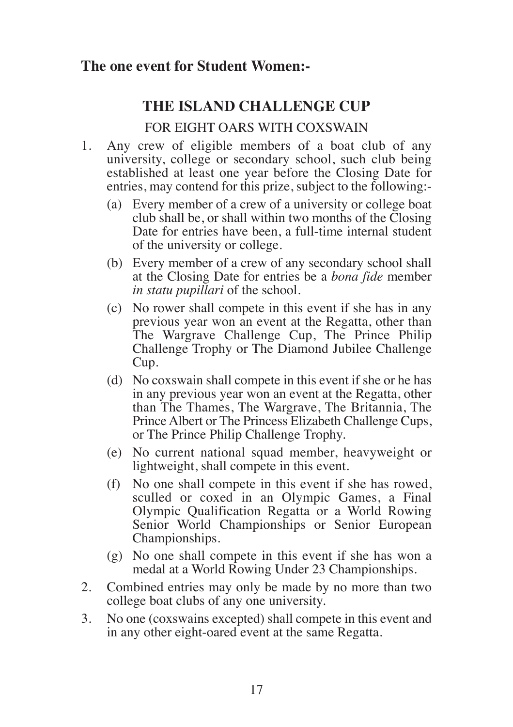## The one event for Student Women:-

### THE ISLAND CHALLENGE CUP

FOR EIGHT OARS WITH COXSWAIN

1. Any crew of eligible members of a boat club of any university, college or secondary school, such club being established at least one year before the Closing Date for entries, may contend for this prize, subject to the following:-
   - (a) Every member of a crew of a university or college boat club shall be, or shall within two months of the Closing Date for entries have been, a full-time internal student of the university or college.
   - (b) Every member of a crew of any secondary school shall at the Closing Date for entries be a *bona fide* member *in statu pupillari* of the school.
   - (c) No rower shall compete in this event if she has in any previous year won an event at the Regatta, other than The Wargrave Challenge Cup, The Prince Philip Challenge Trophy or The Diamond Jubilee Challenge Cup.
   - (d) No coxswain shall compete in this event if she or he has in any previous year won an event at the Regatta, other than The Thames, The Wargrave, The Britannia, The Prince Albert or The Princess Elizabeth Challenge Cups, or The Prince Philip Challenge Trophy.
   - (e) No current national squad member, heavyweight or lightweight, shall compete in this event.
   - (f) No one shall compete in this event if she has rowed, sculled or coxed in an Olympic Games, a Final Olympic Qualification Regatta or a World Rowing Senior World Championships or Senior European Championships.
   - (g) No one shall compete in this event if she has won a medal at a World Rowing Under 23 Championships.
2. Combined entries may only be made by no more than two college boat clubs of any one university.
3. No one (coxswains excepted) shall compete in this event and in any other eight-oared event at the same Regatta.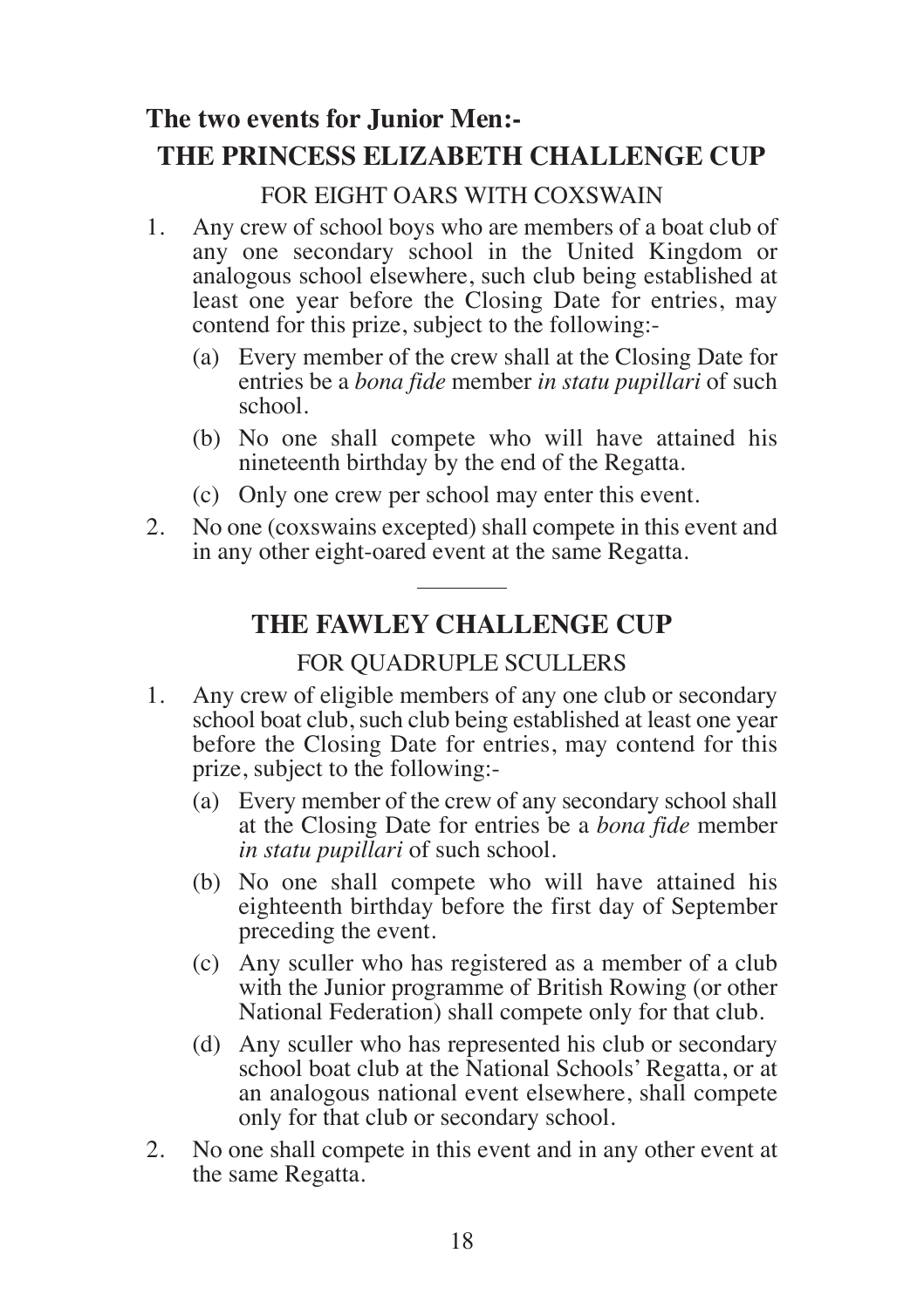## The two events for Junior Men:-

## THE PRINCESS ELIZABETH CHALLENGE CUP

FOR EIGHT OARS WITH COXSWAIN

1. Any crew of school boys who are members of a boat club of any one secondary school in the United Kingdom or analogous school elsewhere, such club being established at least one year before the Closing Date for entries, may contend for this prize, subject to the following:-
   - (a) Every member of the crew shall at the Closing Date for entries be a *bona fide* member *in statu pupillari* of such school.
   - (b) No one shall compete who will have attained his nineteenth birthday by the end of the Regatta.
   - (c) Only one crew per school may enter this event.
2. No one (coxswains excepted) shall compete in this event and in any other eight-oared event at the same Regatta.

---

## THE FAWLEY CHALLENGE CUP

FOR QUADRUPLE SCULLERS

1. Any crew of eligible members of any one club or secondary school boat club, such club being established at least one year before the Closing Date for entries, may contend for this prize, subject to the following:-
   - (a) Every member of the crew of any secondary school shall at the Closing Date for entries be a *bona fide* member *in statu pupillari* of such school.
   - (b) No one shall compete who will have attained his eighteenth birthday before the first day of September preceding the event.
   - (c) Any sculler who has registered as a member of a club with the Junior programme of British Rowing (or other National Federation) shall compete only for that club.
   - (d) Any sculler who has represented his club or secondary school boat club at the National Schools' Regatta, or at an analogous national event elsewhere, shall compete only for that club or secondary school.
2. No one shall compete in this event and in any other event at the same Regatta.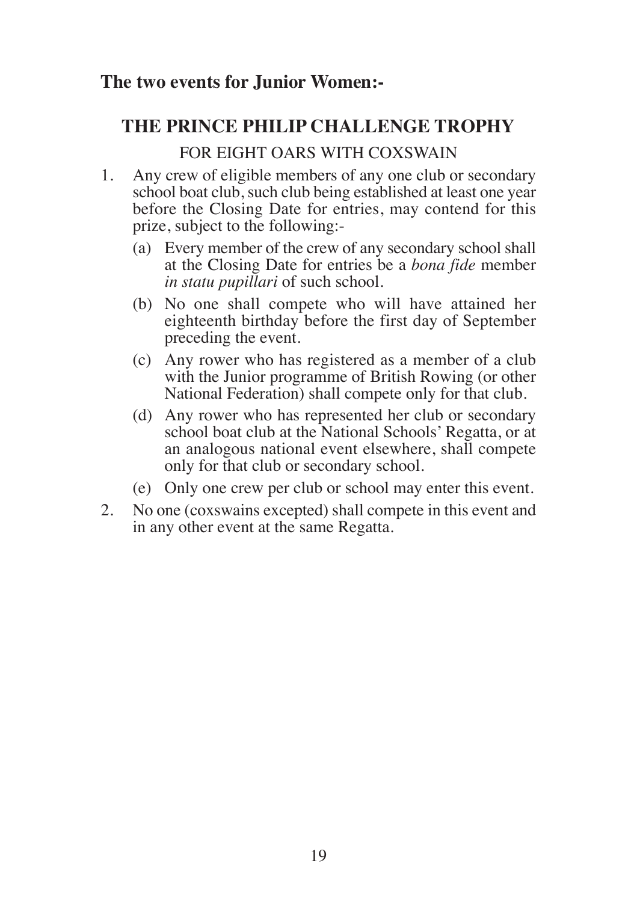**The two events for Junior Women:-**

## THE PRINCE PHILIP CHALLENGE TROPHY

FOR EIGHT OARS WITH COXSWAIN

1. Any crew of eligible members of any one club or secondary school boat club, such club being established at least one year before the Closing Date for entries, may contend for this prize, subject to the following:-
   - (a) Every member of the crew of any secondary school shall at the Closing Date for entries be a *bona fide* member *in statu pupillari* of such school.
   - (b) No one shall compete who will have attained her eighteenth birthday before the first day of September preceding the event.
   - (c) Any rower who has registered as a member of a club with the Junior programme of British Rowing (or other National Federation) shall compete only for that club.
   - (d) Any rower who has represented her club or secondary school boat club at the National Schools' Regatta, or at an analogous national event elsewhere, shall compete only for that club or secondary school.
   - (e) Only one crew per club or school may enter this event.
2. No one (coxswains excepted) shall compete in this event and in any other event at the same Regatta.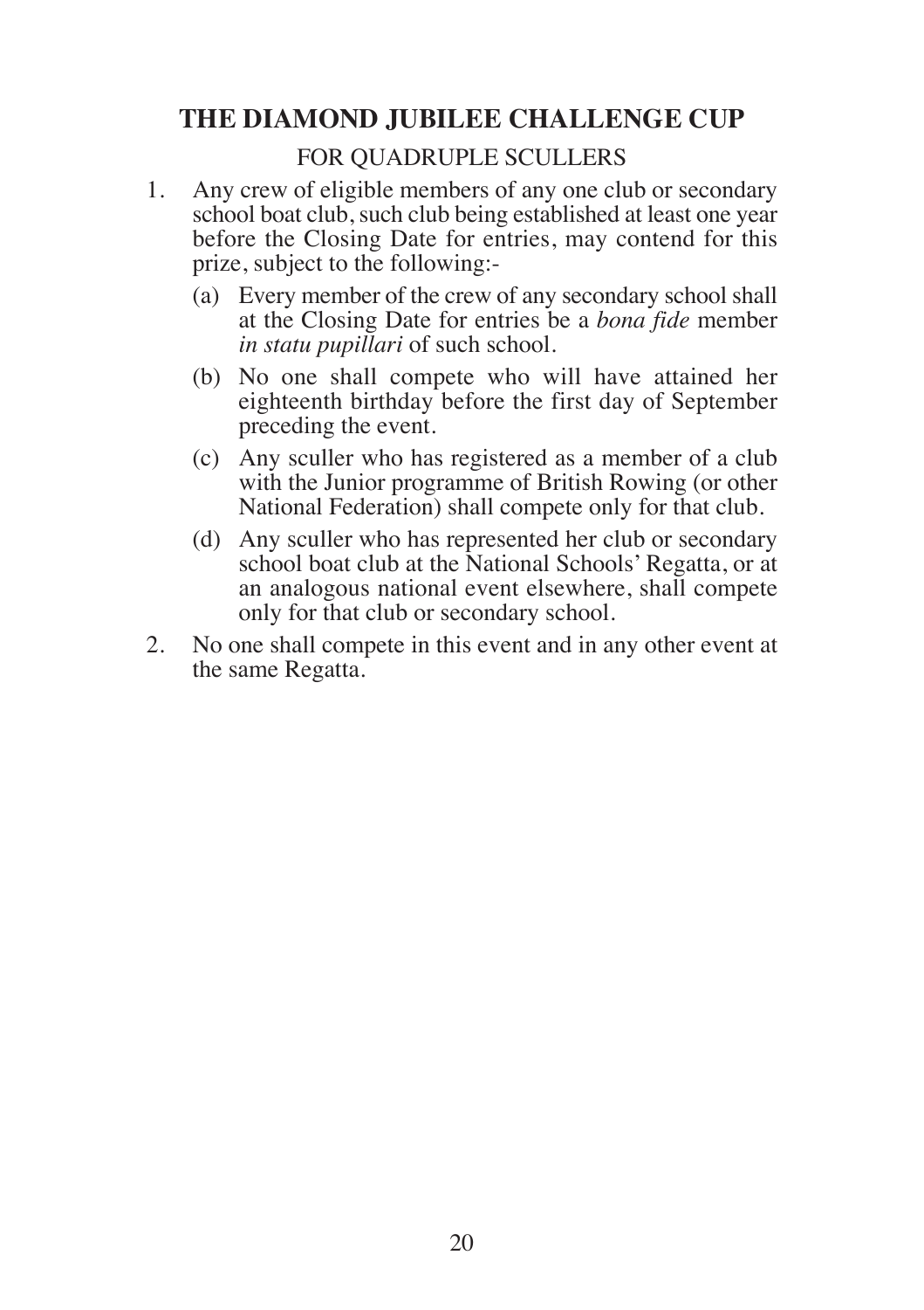## THE DIAMOND JUBILEE CHALLENGE CUP

FOR QUADRUPLE SCULLERS

1. Any crew of eligible members of any one club or secondary school boat club, such club being established at least one year before the Closing Date for entries, may contend for this prize, subject to the following:-
   - (a) Every member of the crew of any secondary school shall at the Closing Date for entries be a *bona fide* member *in statu pupillari* of such school.
   - (b) No one shall compete who will have attained her eighteenth birthday before the first day of September preceding the event.
   - (c) Any sculler who has registered as a member of a club with the Junior programme of British Rowing (or other National Federation) shall compete only for that club.
   - (d) Any sculler who has represented her club or secondary school boat club at the National Schools' Regatta, or at an analogous national event elsewhere, shall compete only for that club or secondary school.
2. No one shall compete in this event and in any other event at the same Regatta.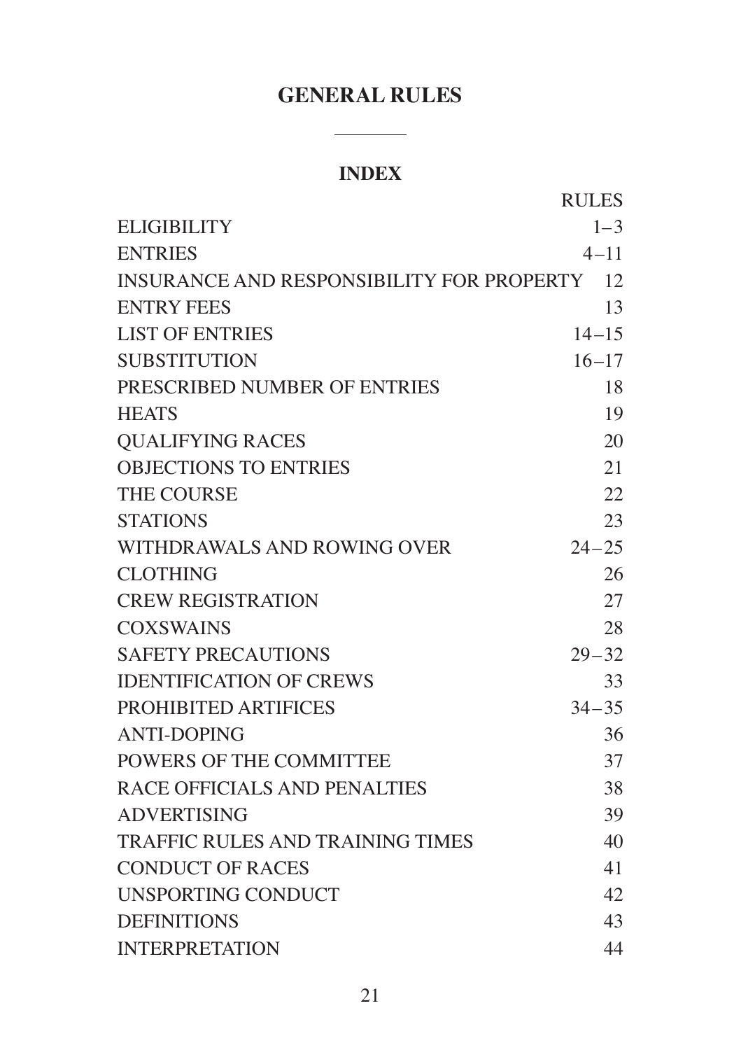# GENERAL RULES

## INDEX

| | RULES |
|---|---|
| ELIGIBILITY | 1–3 |
| ENTRIES | 4–11 |
| INSURANCE AND RESPONSIBILITY FOR PROPERTY | 12 |
| ENTRY FEES | 13 |
| LIST OF ENTRIES | 14–15 |
| SUBSTITUTION | 16–17 |
| PRESCRIBED NUMBER OF ENTRIES | 18 |
| HEATS | 19 |
| QUALIFYING RACES | 20 |
| OBJECTIONS TO ENTRIES | 21 |
| THE COURSE | 22 |
| STATIONS | 23 |
| WITHDRAWALS AND ROWING OVER | 24–25 |
| CLOTHING | 26 |
| CREW REGISTRATION | 27 |
| COXSWAINS | 28 |
| SAFETY PRECAUTIONS | 29–32 |
| IDENTIFICATION OF CREWS | 33 |
| PROHIBITED ARTIFICES | 34–35 |
| ANTI-DOPING | 36 |
| POWERS OF THE COMMITTEE | 37 |
| RACE OFFICIALS AND PENALTIES | 38 |
| ADVERTISING | 39 |
| TRAFFIC RULES AND TRAINING TIMES | 40 |
| CONDUCT OF RACES | 41 |
| UNSPORTING CONDUCT | 42 |
| DEFINITIONS | 43 |
| INTERPRETATION | 44 |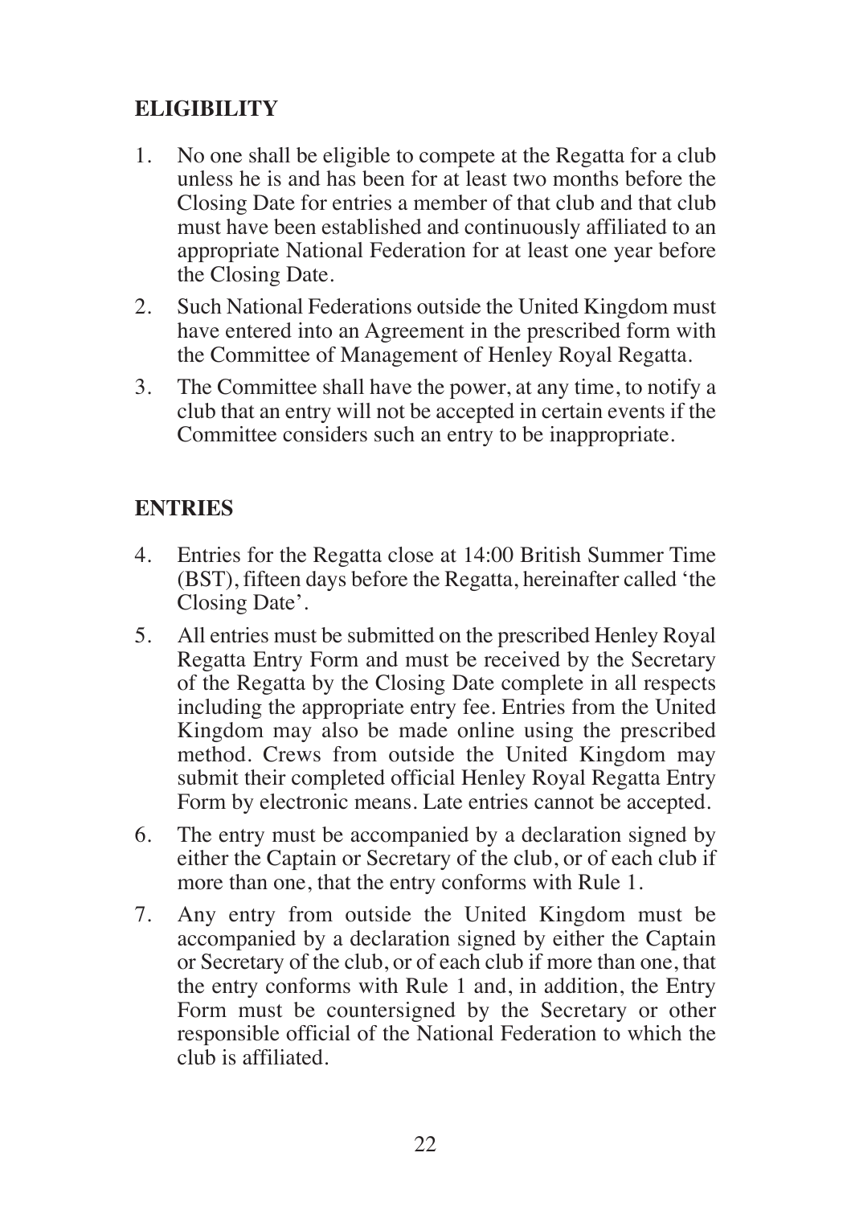## ELIGIBILITY

1. No one shall be eligible to compete at the Regatta for a club unless he is and has been for at least two months before the Closing Date for entries a member of that club and that club must have been established and continuously affiliated to an appropriate National Federation for at least one year before the Closing Date.
2. Such National Federations outside the United Kingdom must have entered into an Agreement in the prescribed form with the Committee of Management of Henley Royal Regatta.
3. The Committee shall have the power, at any time, to notify a club that an entry will not be accepted in certain events if the Committee considers such an entry to be inappropriate.

## ENTRIES

4. Entries for the Regatta close at 14:00 British Summer Time (BST), fifteen days before the Regatta, hereinafter called 'the Closing Date'.
5. All entries must be submitted on the prescribed Henley Royal Regatta Entry Form and must be received by the Secretary of the Regatta by the Closing Date complete in all respects including the appropriate entry fee. Entries from the United Kingdom may also be made online using the prescribed method. Crews from outside the United Kingdom may submit their completed official Henley Royal Regatta Entry Form by electronic means. Late entries cannot be accepted.
6. The entry must be accompanied by a declaration signed by either the Captain or Secretary of the club, or of each club if more than one, that the entry conforms with Rule 1.
7. Any entry from outside the United Kingdom must be accompanied by a declaration signed by either the Captain or Secretary of the club, or of each club if more than one, that the entry conforms with Rule 1 and, in addition, the Entry Form must be countersigned by the Secretary or other responsible official of the National Federation to which the club is affiliated.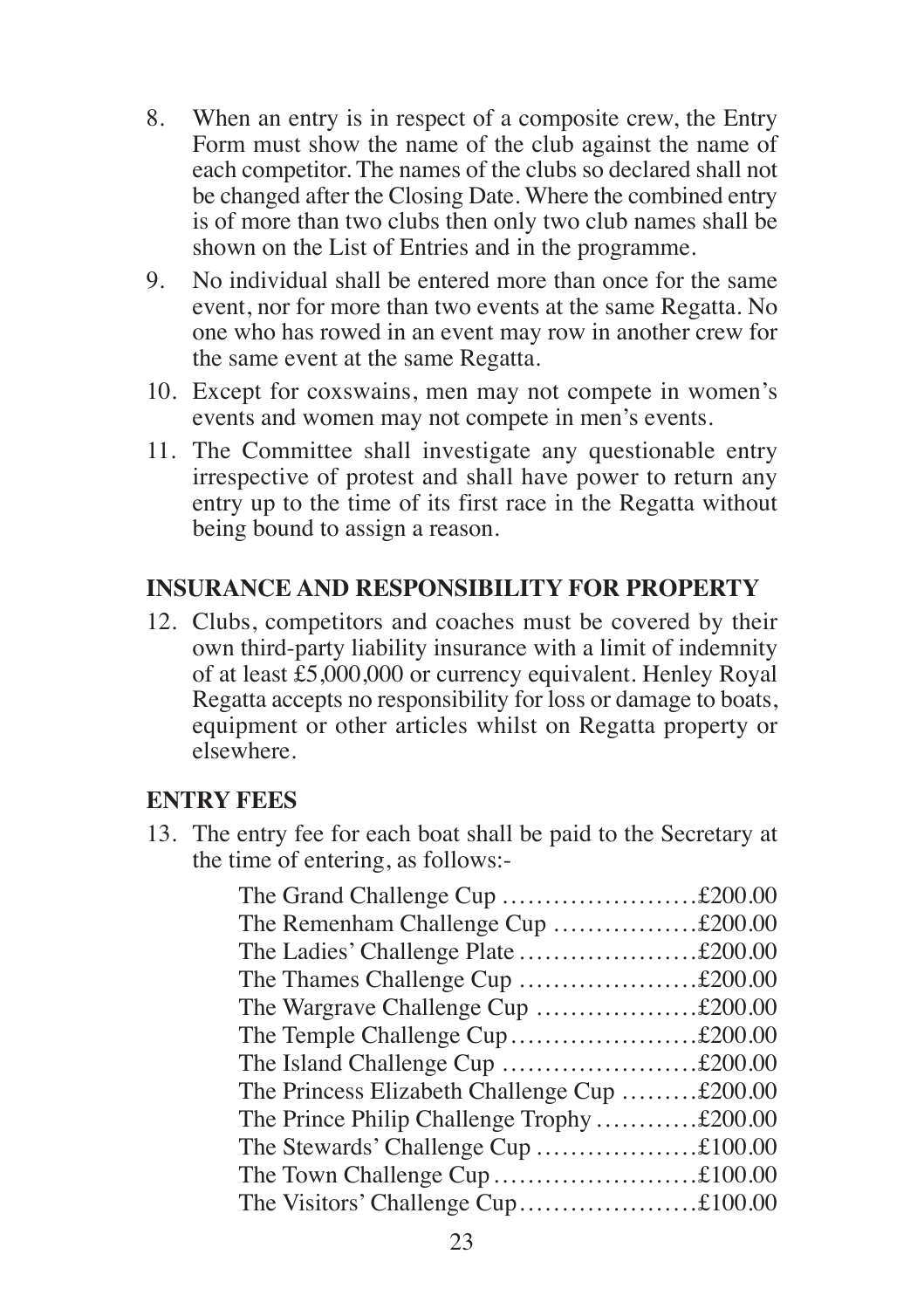8. When an entry is in respect of a composite crew, the Entry Form must show the name of the club against the name of each competitor. The names of the clubs so declared shall not be changed after the Closing Date. Where the combined entry is of more than two clubs then only two club names shall be shown on the List of Entries and in the programme.
9. No individual shall be entered more than once for the same event, nor for more than two events at the same Regatta. No one who has rowed in an event may row in another crew for the same event at the same Regatta.
10. Except for coxswains, men may not compete in women's events and women may not compete in men's events.
11. The Committee shall investigate any questionable entry irrespective of protest and shall have power to return any entry up to the time of its first race in the Regatta without being bound to assign a reason.

## INSURANCE AND RESPONSIBILITY FOR PROPERTY

12. Clubs, competitors and coaches must be covered by their own third-party liability insurance with a limit of indemnity of at least £5,000,000 or currency equivalent. Henley Royal Regatta accepts no responsibility for loss or damage to boats, equipment or other articles whilst on Regatta property or elsewhere.

## ENTRY FEES

13. The entry fee for each boat shall be paid to the Secretary at the time of entering, as follows:-

| | |
|---|---|
| The Grand Challenge Cup | £200.00 |
| The Remenham Challenge Cup | £200.00 |
| The Ladies' Challenge Plate | £200.00 |
| The Thames Challenge Cup | £200.00 |
| The Wargrave Challenge Cup | £200.00 |
| The Temple Challenge Cup | £200.00 |
| The Island Challenge Cup | £200.00 |
| The Princess Elizabeth Challenge Cup | £200.00 |
| The Prince Philip Challenge Trophy | £200.00 |
| The Stewards' Challenge Cup | £100.00 |
| The Town Challenge Cup | £100.00 |
| The Visitors' Challenge Cup | £100.00 |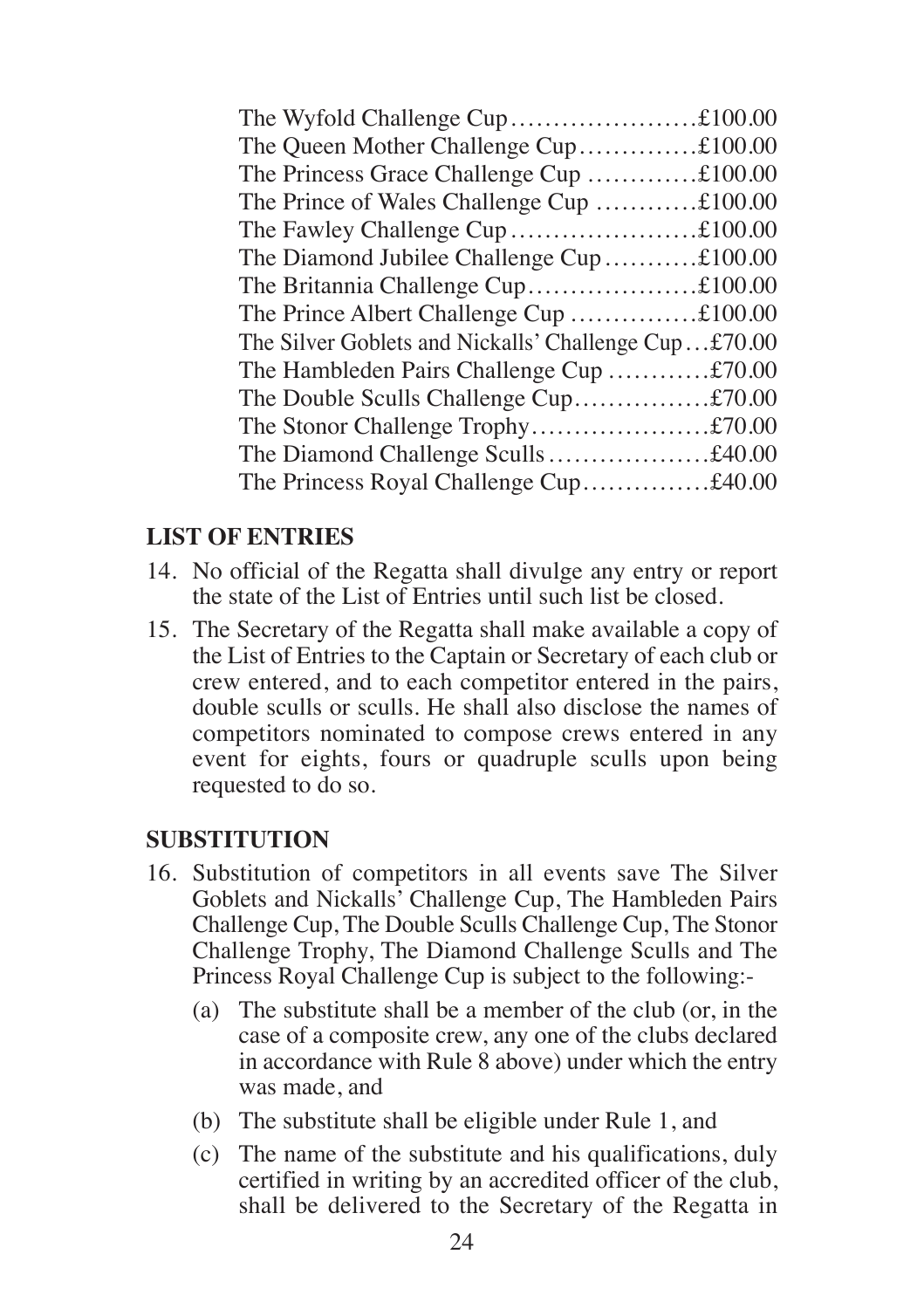The Wyfold Challenge Cup....................£100.00
The Queen Mother Challenge Cup.............£100.00
The Princess Grace Challenge Cup ............£100.00
The Prince of Wales Challenge Cup ...........£100.00
The Fawley Challenge Cup.....................£100.00
The Diamond Jubilee Challenge Cup...........£100.00
The Britannia Challenge Cup...................£100.00
The Prince Albert Challenge Cup ..............£100.00
The Silver Goblets and Nickalls' Challenge Cup...£70.00
The Hambleden Pairs Challenge Cup ...........£70.00
The Double Sculls Challenge Cup................£70.00
The Stonor Challenge Trophy.....................£70.00
The Diamond Challenge Sculls...................£40.00
The Princess Royal Challenge Cup...............£40.00

**LIST OF ENTRIES**

14. No official of the Regatta shall divulge any entry or report the state of the List of Entries until such list be closed.

15. The Secretary of the Regatta shall make available a copy of the List of Entries to the Captain or Secretary of each club or crew entered, and to each competitor entered in the pairs, double sculls or sculls. He shall also disclose the names of competitors nominated to compose crews entered in any event for eights, fours or quadruple sculls upon being requested to do so.

**SUBSTITUTION**

16. Substitution of competitors in all events save The Silver Goblets and Nickalls' Challenge Cup, The Hambleden Pairs Challenge Cup, The Double Sculls Challenge Cup, The Stonor Challenge Trophy, The Diamond Challenge Sculls and The Princess Royal Challenge Cup is subject to the following:-
    - (a) The substitute shall be a member of the club (or, in the case of a composite crew, any one of the clubs declared in accordance with Rule 8 above) under which the entry was made, and
    - (b) The substitute shall be eligible under Rule 1, and
    - (c) The name of the substitute and his qualifications, duly certified in writing by an accredited officer of the club, shall be delivered to the Secretary of the Regatta in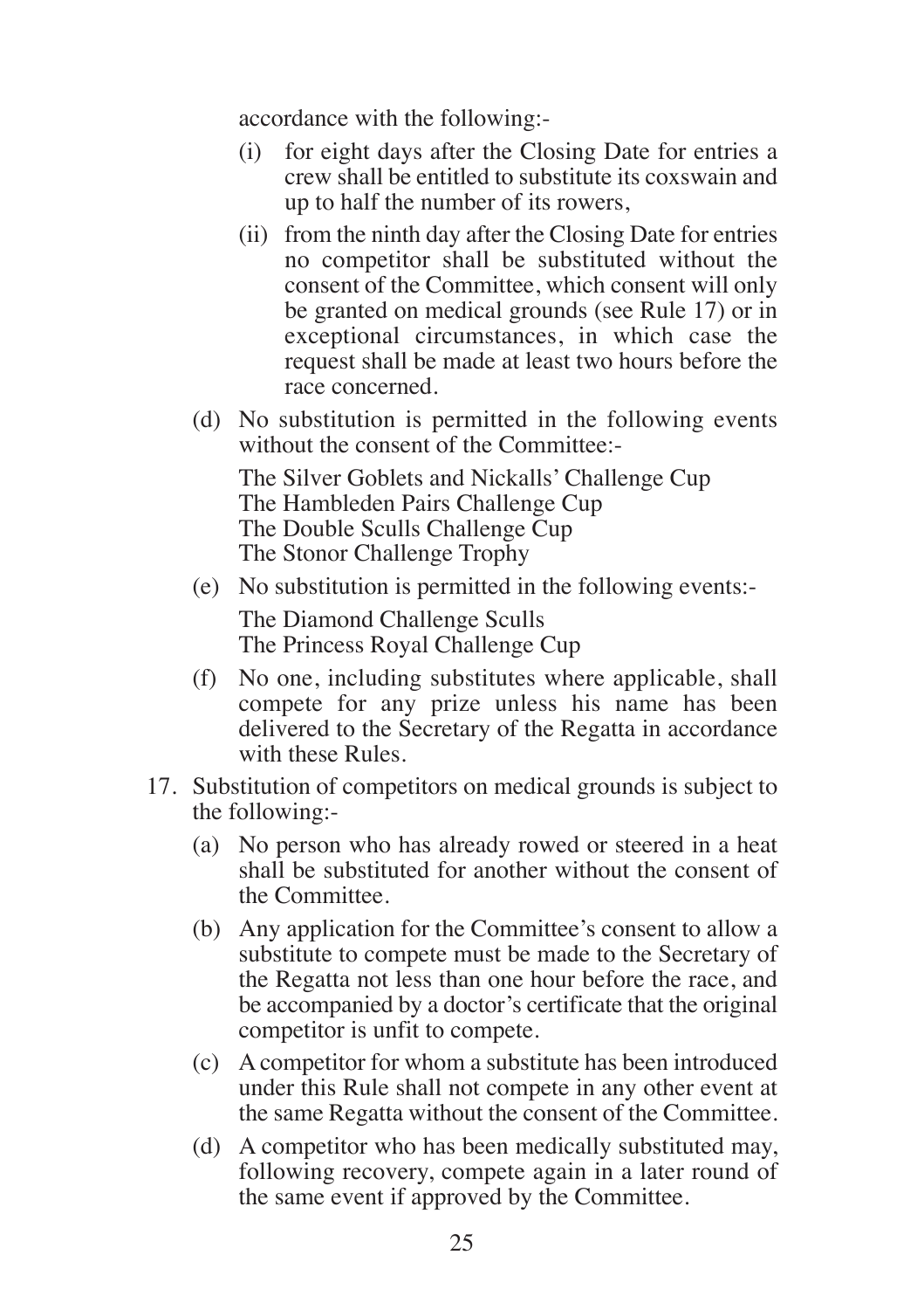accordance with the following:-

   (i) for eight days after the Closing Date for entries a crew shall be entitled to substitute its coxswain and up to half the number of its rowers,

   (ii) from the ninth day after the Closing Date for entries no competitor shall be substituted without the consent of the Committee, which consent will only be granted on medical grounds (see Rule 17) or in exceptional circumstances, in which case the request shall be made at least two hours before the race concerned.

(d) No substitution is permitted in the following events without the consent of the Committee:-

   The Silver Goblets and Nickalls' Challenge Cup
   The Hambleden Pairs Challenge Cup
   The Double Sculls Challenge Cup
   The Stonor Challenge Trophy

(e) No substitution is permitted in the following events:-

   The Diamond Challenge Sculls
   The Princess Royal Challenge Cup

(f) No one, including substitutes where applicable, shall compete for any prize unless his name has been delivered to the Secretary of the Regatta in accordance with these Rules.

17. Substitution of competitors on medical grounds is subject to the following:-

   (a) No person who has already rowed or steered in a heat shall be substituted for another without the consent of the Committee.

   (b) Any application for the Committee's consent to allow a substitute to compete must be made to the Secretary of the Regatta not less than one hour before the race, and be accompanied by a doctor's certificate that the original competitor is unfit to compete.

   (c) A competitor for whom a substitute has been introduced under this Rule shall not compete in any other event at the same Regatta without the consent of the Committee.

   (d) A competitor who has been medically substituted may, following recovery, compete again in a later round of the same event if approved by the Committee.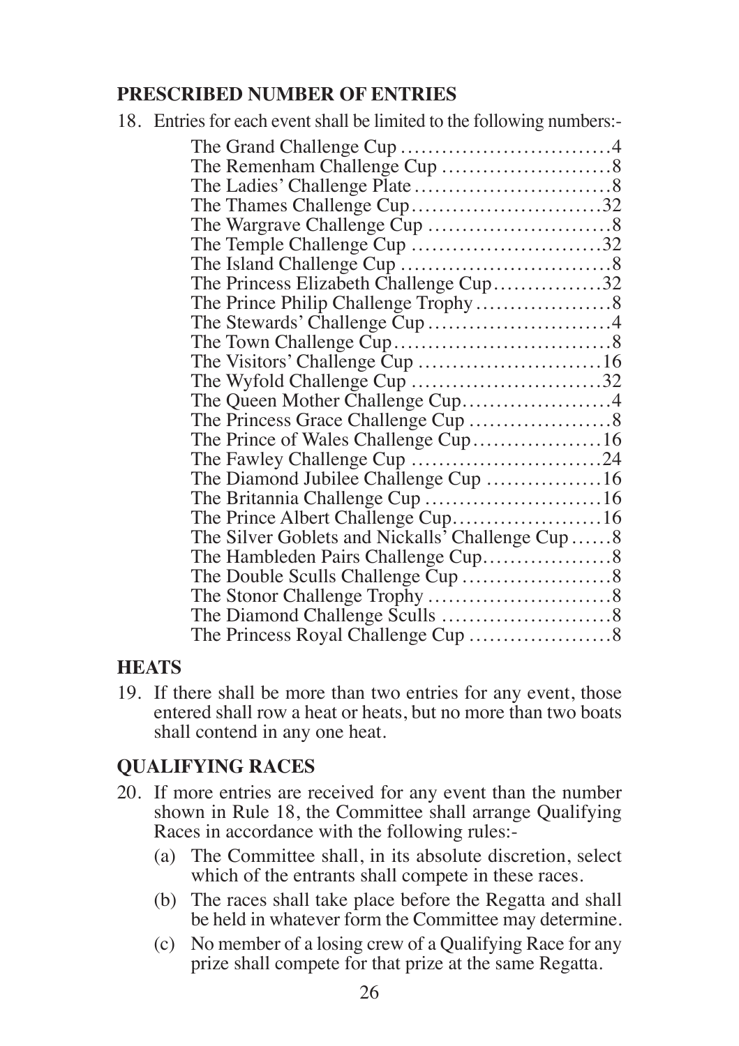## PRESCRIBED NUMBER OF ENTRIES

18. Entries for each event shall be limited to the following numbers:-

| Event | Entries |
|---|---|
| The Grand Challenge Cup | 4 |
| The Remenham Challenge Cup | 8 |
| The Ladies' Challenge Plate | 8 |
| The Thames Challenge Cup | 32 |
| The Wargrave Challenge Cup | 8 |
| The Temple Challenge Cup | 32 |
| The Island Challenge Cup | 8 |
| The Princess Elizabeth Challenge Cup | 32 |
| The Prince Philip Challenge Trophy | 8 |
| The Stewards' Challenge Cup | 4 |
| The Town Challenge Cup | 8 |
| The Visitors' Challenge Cup | 16 |
| The Wyfold Challenge Cup | 32 |
| The Queen Mother Challenge Cup | 4 |
| The Princess Grace Challenge Cup | 8 |
| The Prince of Wales Challenge Cup | 16 |
| The Fawley Challenge Cup | 24 |
| The Diamond Jubilee Challenge Cup | 16 |
| The Britannia Challenge Cup | 16 |
| The Prince Albert Challenge Cup | 16 |
| The Silver Goblets and Nickalls' Challenge Cup | 8 |
| The Hambleden Pairs Challenge Cup | 8 |
| The Double Sculls Challenge Cup | 8 |
| The Stonor Challenge Trophy | 8 |
| The Diamond Challenge Sculls | 8 |
| The Princess Royal Challenge Cup | 8 |

## HEATS

19. If there shall be more than two entries for any event, those entered shall row a heat or heats, but no more than two boats shall contend in any one heat.

## QUALIFYING RACES

20. If more entries are received for any event than the number shown in Rule 18, the Committee shall arrange Qualifying Races in accordance with the following rules:-
    - (a) The Committee shall, in its absolute discretion, select which of the entrants shall compete in these races.
    - (b) The races shall take place before the Regatta and shall be held in whatever form the Committee may determine.
    - (c) No member of a losing crew of a Qualifying Race for any prize shall compete for that prize at the same Regatta.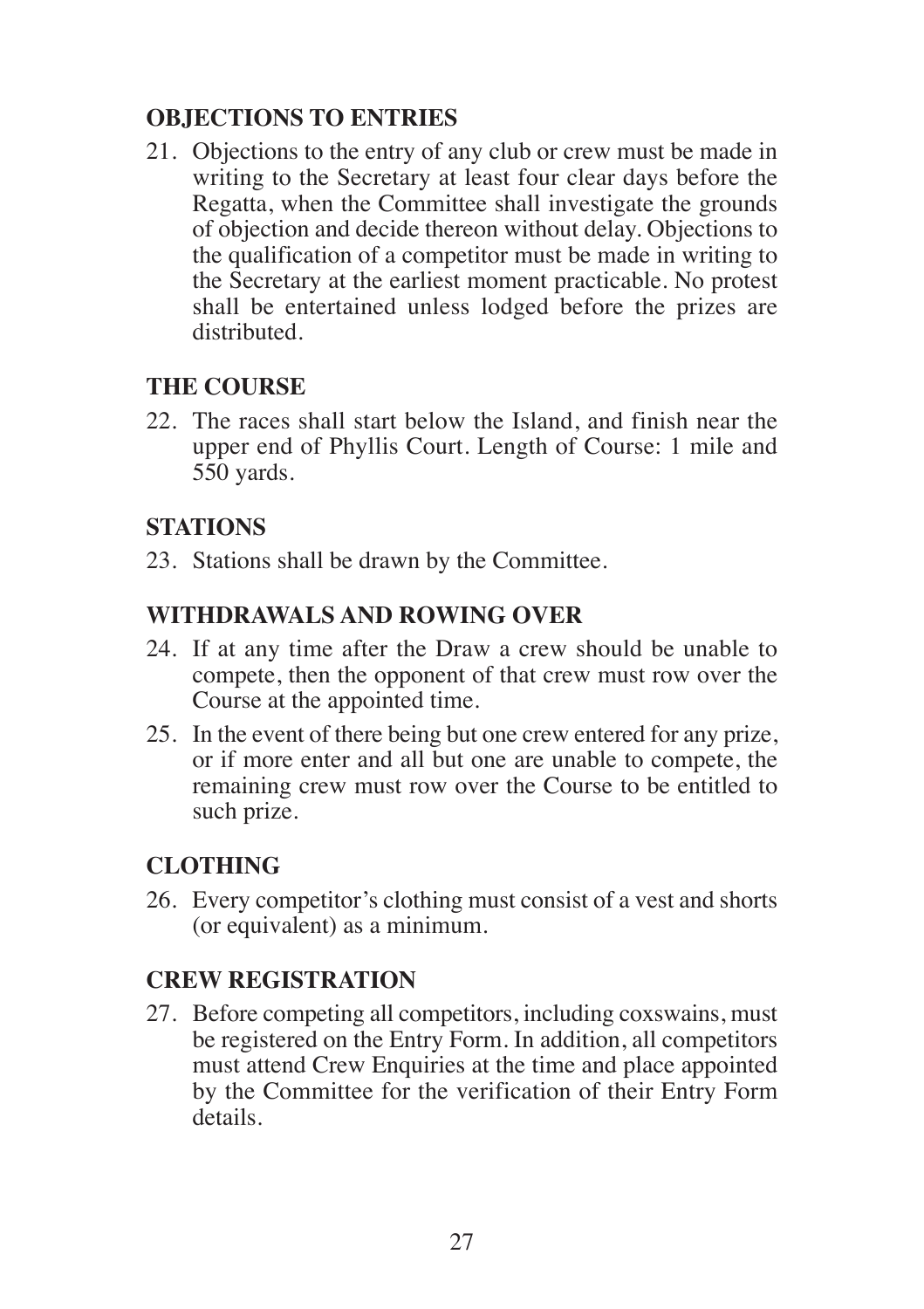## OBJECTIONS TO ENTRIES

21. Objections to the entry of any club or crew must be made in writing to the Secretary at least four clear days before the Regatta, when the Committee shall investigate the grounds of objection and decide thereon without delay. Objections to the qualification of a competitor must be made in writing to the Secretary at the earliest moment practicable. No protest shall be entertained unless lodged before the prizes are distributed.

## THE COURSE

22. The races shall start below the Island, and finish near the upper end of Phyllis Court. Length of Course: 1 mile and 550 yards.

## STATIONS

23. Stations shall be drawn by the Committee.

## WITHDRAWALS AND ROWING OVER

24. If at any time after the Draw a crew should be unable to compete, then the opponent of that crew must row over the Course at the appointed time.
25. In the event of there being but one crew entered for any prize, or if more enter and all but one are unable to compete, the remaining crew must row over the Course to be entitled to such prize.

## CLOTHING

26. Every competitor's clothing must consist of a vest and shorts (or equivalent) as a minimum.

## CREW REGISTRATION

27. Before competing all competitors, including coxswains, must be registered on the Entry Form. In addition, all competitors must attend Crew Enquiries at the time and place appointed by the Committee for the verification of their Entry Form details.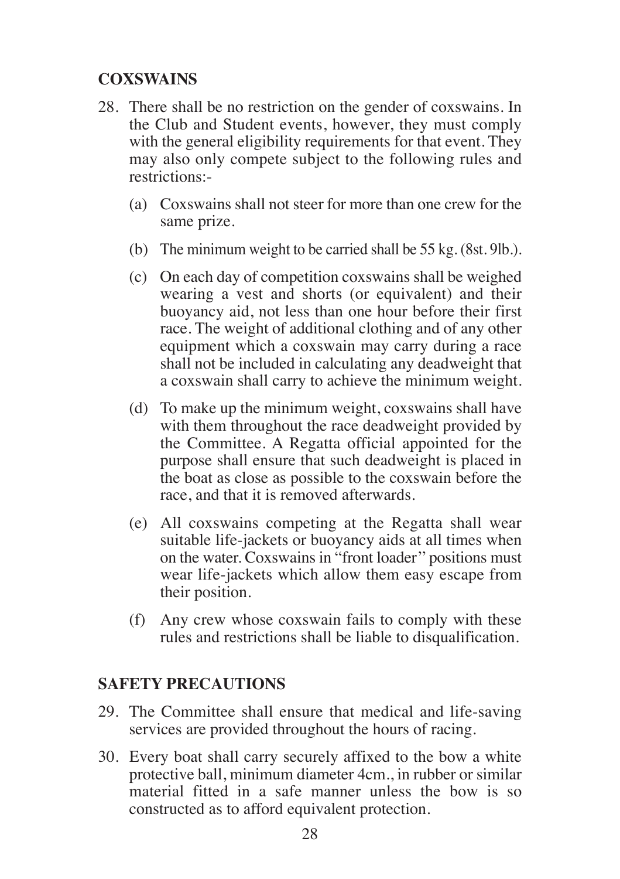## COXSWAINS

28. There shall be no restriction on the gender of coxswains. In the Club and Student events, however, they must comply with the general eligibility requirements for that event. They may also only compete subject to the following rules and restrictions:-

    (a) Coxswains shall not steer for more than one crew for the same prize.

    (b) The minimum weight to be carried shall be 55 kg. (8st. 9lb.).

    (c) On each day of competition coxswains shall be weighed wearing a vest and shorts (or equivalent) and their buoyancy aid, not less than one hour before their first race. The weight of additional clothing and of any other equipment which a coxswain may carry during a race shall not be included in calculating any deadweight that a coxswain shall carry to achieve the minimum weight.

    (d) To make up the minimum weight, coxswains shall have with them throughout the race deadweight provided by the Committee. A Regatta official appointed for the purpose shall ensure that such deadweight is placed in the boat as close as possible to the coxswain before the race, and that it is removed afterwards.

    (e) All coxswains competing at the Regatta shall wear suitable life-jackets or buoyancy aids at all times when on the water. Coxswains in "front loader" positions must wear life-jackets which allow them easy escape from their position.

    (f) Any crew whose coxswain fails to comply with these rules and restrictions shall be liable to disqualification.

## SAFETY PRECAUTIONS

29. The Committee shall ensure that medical and life-saving services are provided throughout the hours of racing.

30. Every boat shall carry securely affixed to the bow a white protective ball, minimum diameter 4cm., in rubber or similar material fitted in a safe manner unless the bow is so constructed as to afford equivalent protection.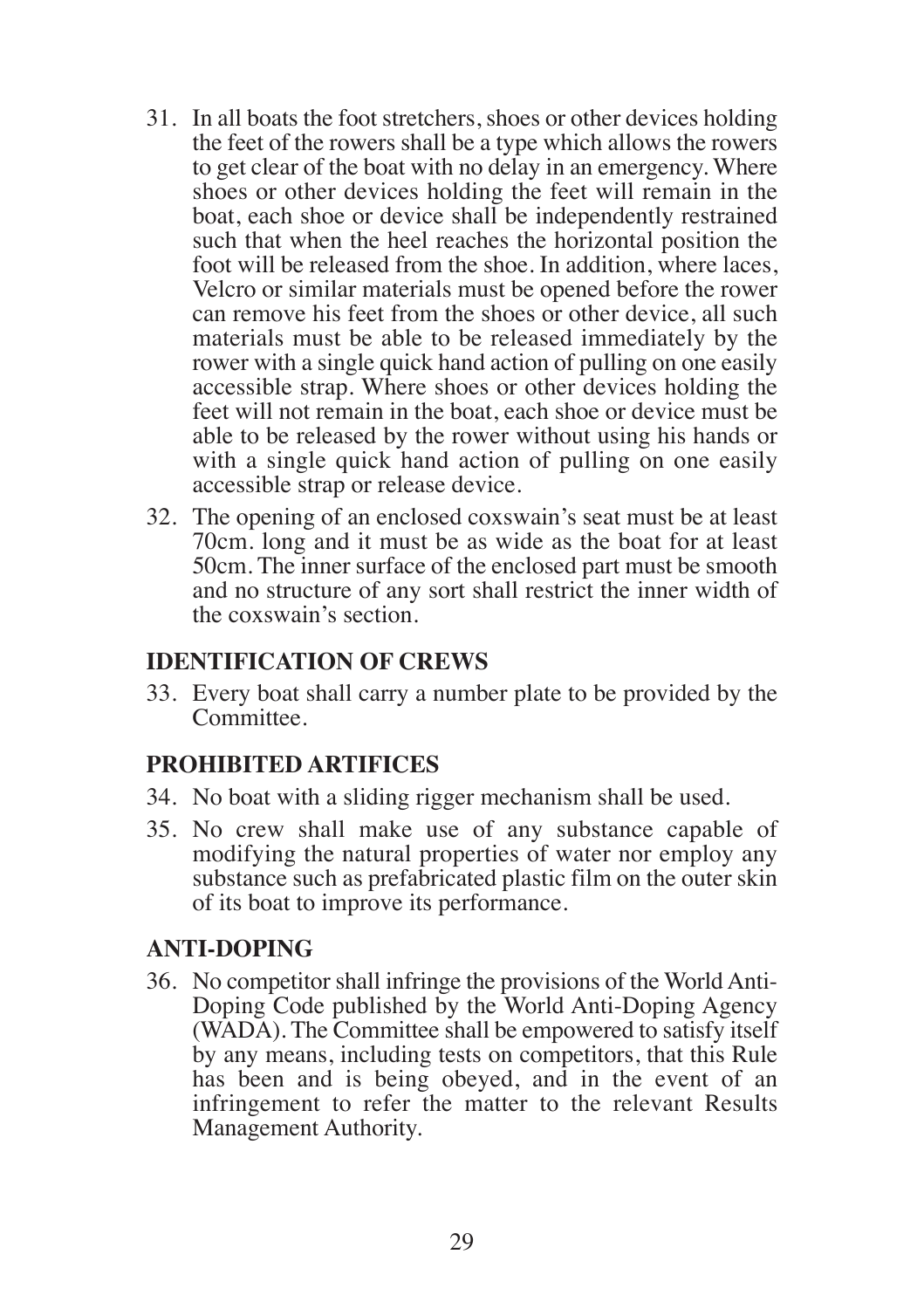31. In all boats the foot stretchers, shoes or other devices holding the feet of the rowers shall be a type which allows the rowers to get clear of the boat with no delay in an emergency. Where shoes or other devices holding the feet will remain in the boat, each shoe or device shall be independently restrained such that when the heel reaches the horizontal position the foot will be released from the shoe. In addition, where laces, Velcro or similar materials must be opened before the rower can remove his feet from the shoes or other device, all such materials must be able to be released immediately by the rower with a single quick hand action of pulling on one easily accessible strap. Where shoes or other devices holding the feet will not remain in the boat, each shoe or device must be able to be released by the rower without using his hands or with a single quick hand action of pulling on one easily accessible strap or release device.

32. The opening of an enclosed coxswain's seat must be at least 70cm. long and it must be as wide as the boat for at least 50cm. The inner surface of the enclosed part must be smooth and no structure of any sort shall restrict the inner width of the coxswain's section.

## IDENTIFICATION OF CREWS

33. Every boat shall carry a number plate to be provided by the Committee.

## PROHIBITED ARTIFICES

34. No boat with a sliding rigger mechanism shall be used.

35. No crew shall make use of any substance capable of modifying the natural properties of water nor employ any substance such as prefabricated plastic film on the outer skin of its boat to improve its performance.

## ANTI-DOPING

36. No competitor shall infringe the provisions of the World Anti-Doping Code published by the World Anti-Doping Agency (WADA). The Committee shall be empowered to satisfy itself by any means, including tests on competitors, that this Rule has been and is being obeyed, and in the event of an infringement to refer the matter to the relevant Results Management Authority.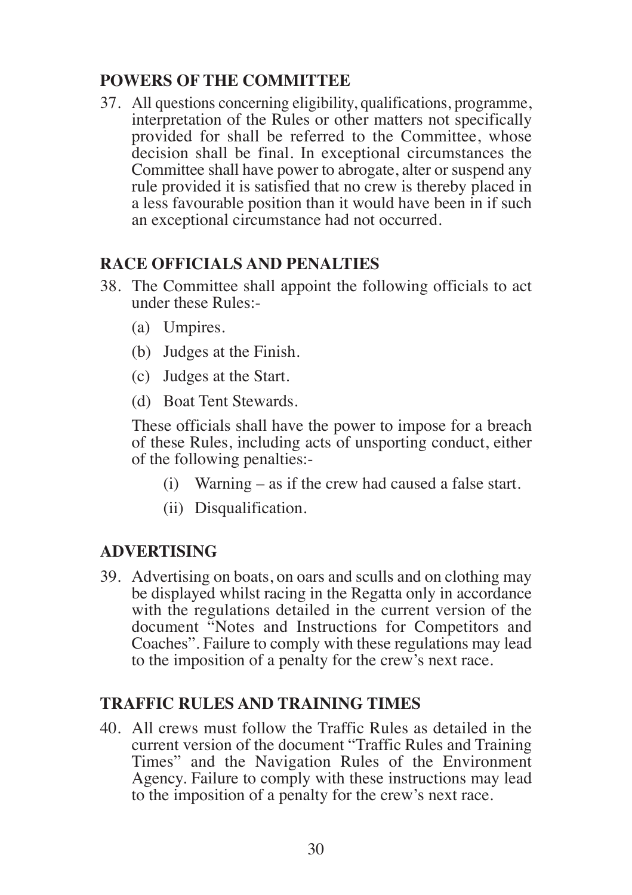## POWERS OF THE COMMITTEE

37. All questions concerning eligibility, qualifications, programme, interpretation of the Rules or other matters not specifically provided for shall be referred to the Committee, whose decision shall be final. In exceptional circumstances the Committee shall have power to abrogate, alter or suspend any rule provided it is satisfied that no crew is thereby placed in a less favourable position than it would have been in if such an exceptional circumstance had not occurred.

## RACE OFFICIALS AND PENALTIES

38. The Committee shall appoint the following officials to act under these Rules:-

    (a) Umpires.

    (b) Judges at the Finish.

    (c) Judges at the Start.

    (d) Boat Tent Stewards.

    These officials shall have the power to impose for a breach of these Rules, including acts of unsporting conduct, either of the following penalties:-

    (i) Warning – as if the crew had caused a false start.

    (ii) Disqualification.

## ADVERTISING

39. Advertising on boats, on oars and sculls and on clothing may be displayed whilst racing in the Regatta only in accordance with the regulations detailed in the current version of the document "Notes and Instructions for Competitors and Coaches". Failure to comply with these regulations may lead to the imposition of a penalty for the crew's next race.

## TRAFFIC RULES AND TRAINING TIMES

40. All crews must follow the Traffic Rules as detailed in the current version of the document "Traffic Rules and Training Times" and the Navigation Rules of the Environment Agency. Failure to comply with these instructions may lead to the imposition of a penalty for the crew's next race.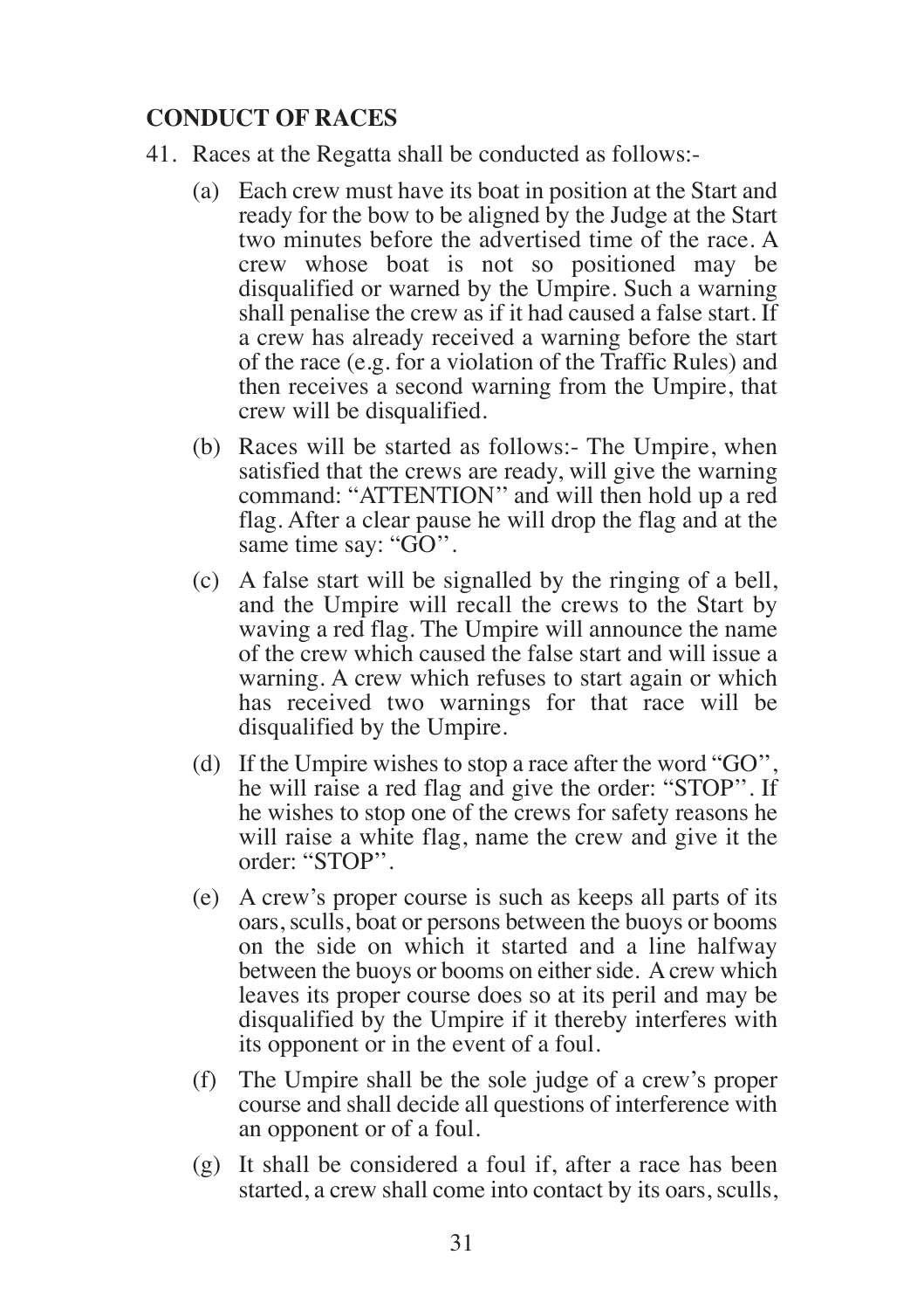## CONDUCT OF RACES

41. Races at the Regatta shall be conducted as follows:-

    (a) Each crew must have its boat in position at the Start and ready for the bow to be aligned by the Judge at the Start two minutes before the advertised time of the race. A crew whose boat is not so positioned may be disqualified or warned by the Umpire. Such a warning shall penalise the crew as if it had caused a false start. If a crew has already received a warning before the start of the race (e.g. for a violation of the Traffic Rules) and then receives a second warning from the Umpire, that crew will be disqualified.

    (b) Races will be started as follows:- The Umpire, when satisfied that the crews are ready, will give the warning command: "ATTENTION" and will then hold up a red flag. After a clear pause he will drop the flag and at the same time say: "GO".

    (c) A false start will be signalled by the ringing of a bell, and the Umpire will recall the crews to the Start by waving a red flag. The Umpire will announce the name of the crew which caused the false start and will issue a warning. A crew which refuses to start again or which has received two warnings for that race will be disqualified by the Umpire.

    (d) If the Umpire wishes to stop a race after the word "GO", he will raise a red flag and give the order: "STOP". If he wishes to stop one of the crews for safety reasons he will raise a white flag, name the crew and give it the order: "STOP".

    (e) A crew's proper course is such as keeps all parts of its oars, sculls, boat or persons between the buoys or booms on the side on which it started and a line halfway between the buoys or booms on either side. A crew which leaves its proper course does so at its peril and may be disqualified by the Umpire if it thereby interferes with its opponent or in the event of a foul.

    (f) The Umpire shall be the sole judge of a crew's proper course and shall decide all questions of interference with an opponent or of a foul.

    (g) It shall be considered a foul if, after a race has been started, a crew shall come into contact by its oars, sculls,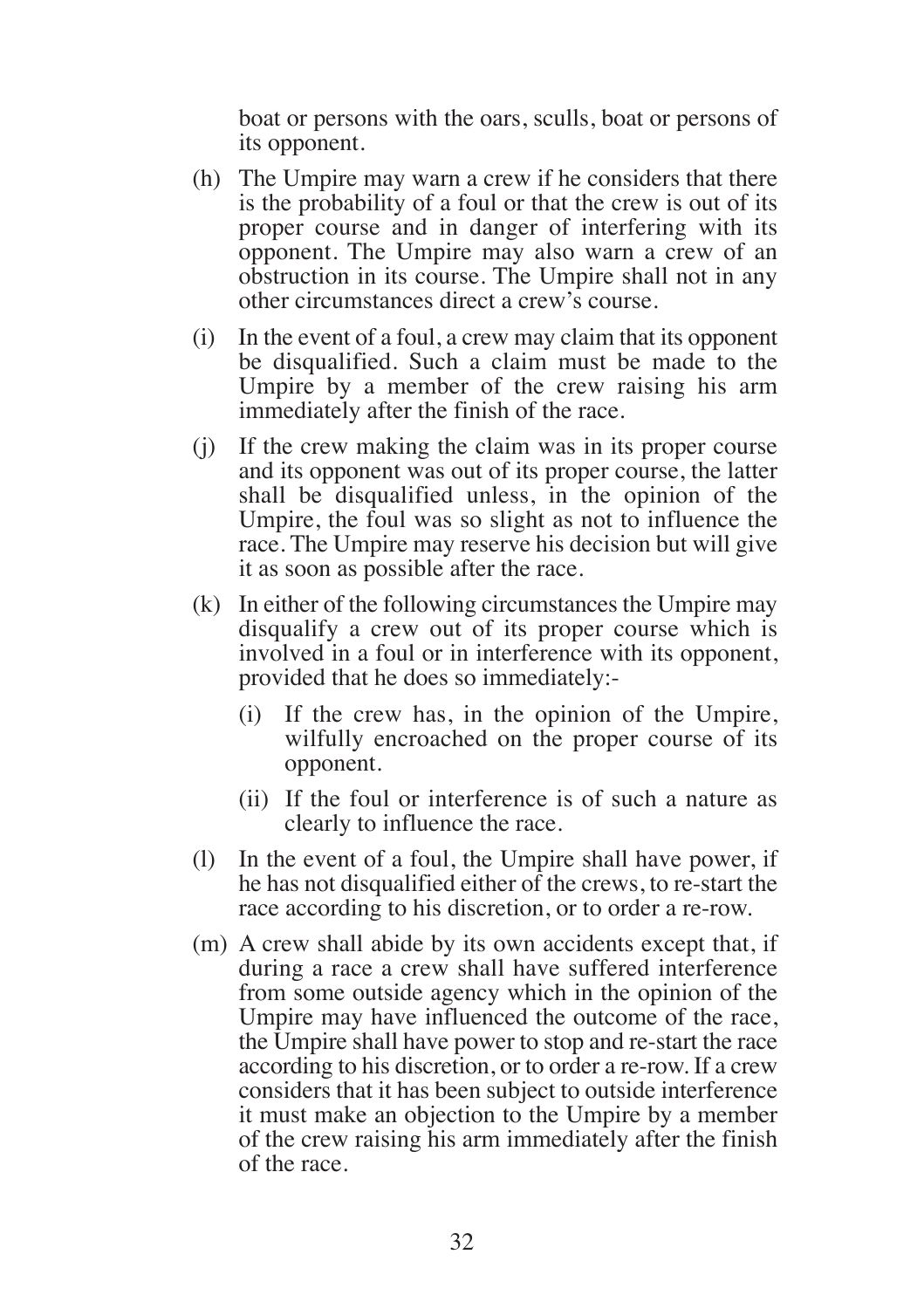boat or persons with the oars, sculls, boat or persons of its opponent.

(h) The Umpire may warn a crew if he considers that there is the probability of a foul or that the crew is out of its proper course and in danger of interfering with its opponent. The Umpire may also warn a crew of an obstruction in its course. The Umpire shall not in any other circumstances direct a crew's course.

(i) In the event of a foul, a crew may claim that its opponent be disqualified. Such a claim must be made to the Umpire by a member of the crew raising his arm immediately after the finish of the race.

(j) If the crew making the claim was in its proper course and its opponent was out of its proper course, the latter shall be disqualified unless, in the opinion of the Umpire, the foul was so slight as not to influence the race. The Umpire may reserve his decision but will give it as soon as possible after the race.

(k) In either of the following circumstances the Umpire may disqualify a crew out of its proper course which is involved in a foul or in interference with its opponent, provided that he does so immediately:-

   (i) If the crew has, in the opinion of the Umpire, wilfully encroached on the proper course of its opponent.

   (ii) If the foul or interference is of such a nature as clearly to influence the race.

(l) In the event of a foul, the Umpire shall have power, if he has not disqualified either of the crews, to re-start the race according to his discretion, or to order a re-row.

(m) A crew shall abide by its own accidents except that, if during a race a crew shall have suffered interference from some outside agency which in the opinion of the Umpire may have influenced the outcome of the race, the Umpire shall have power to stop and re-start the race according to his discretion, or to order a re-row. If a crew considers that it has been subject to outside interference it must make an objection to the Umpire by a member of the crew raising his arm immediately after the finish of the race.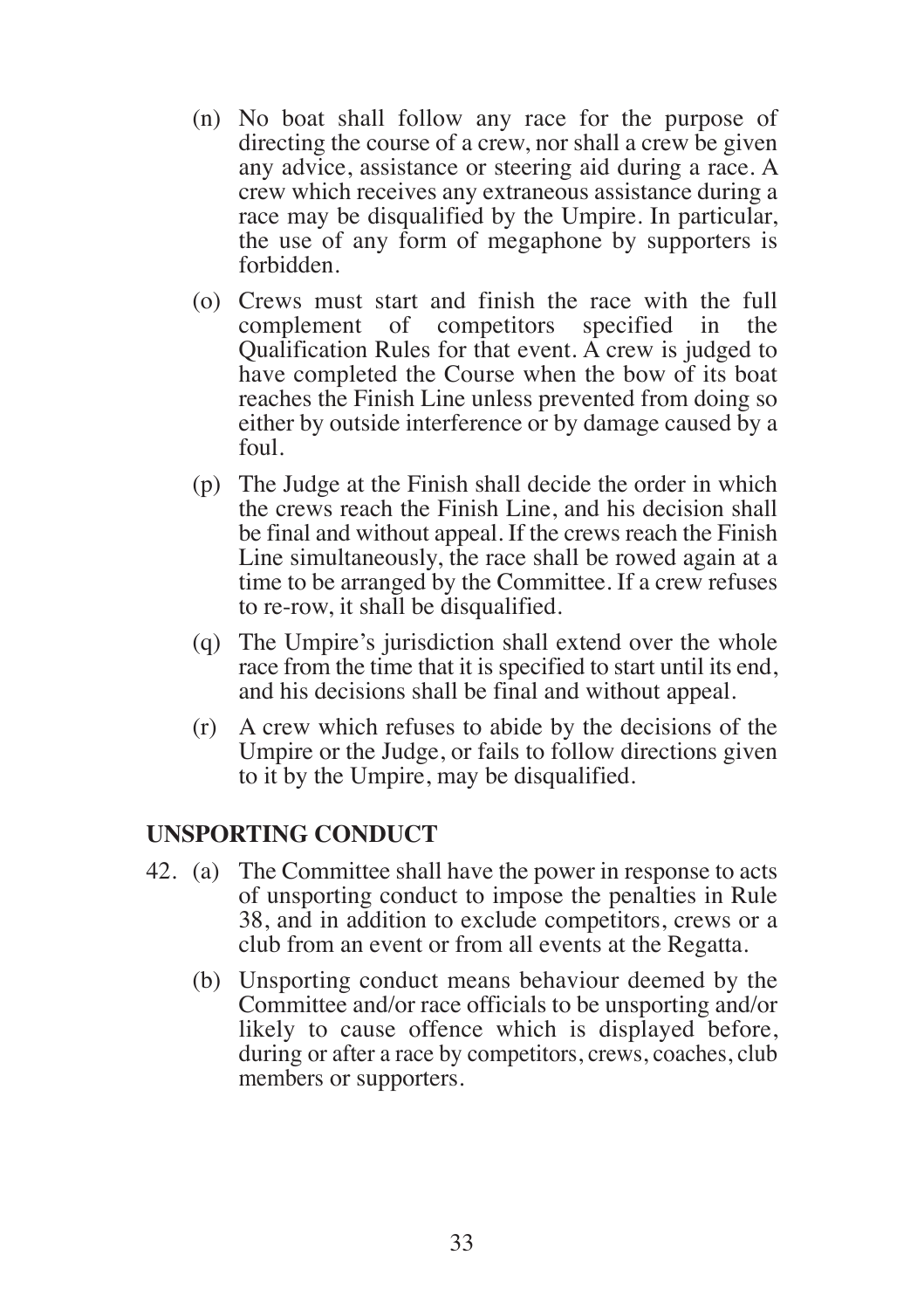(n) No boat shall follow any race for the purpose of directing the course of a crew, nor shall a crew be given any advice, assistance or steering aid during a race. A crew which receives any extraneous assistance during a race may be disqualified by the Umpire. In particular, the use of any form of megaphone by supporters is forbidden.

(o) Crews must start and finish the race with the full complement of competitors specified in the Qualification Rules for that event. A crew is judged to have completed the Course when the bow of its boat reaches the Finish Line unless prevented from doing so either by outside interference or by damage caused by a foul.

(p) The Judge at the Finish shall decide the order in which the crews reach the Finish Line, and his decision shall be final and without appeal. If the crews reach the Finish Line simultaneously, the race shall be rowed again at a time to be arranged by the Committee. If a crew refuses to re-row, it shall be disqualified.

(q) The Umpire's jurisdiction shall extend over the whole race from the time that it is specified to start until its end, and his decisions shall be final and without appeal.

(r) A crew which refuses to abide by the decisions of the Umpire or the Judge, or fails to follow directions given to it by the Umpire, may be disqualified.

## UNSPORTING CONDUCT

42. (a) The Committee shall have the power in response to acts of unsporting conduct to impose the penalties in Rule 38, and in addition to exclude competitors, crews or a club from an event or from all events at the Regatta.

(b) Unsporting conduct means behaviour deemed by the Committee and/or race officials to be unsporting and/or likely to cause offence which is displayed before, during or after a race by competitors, crews, coaches, club members or supporters.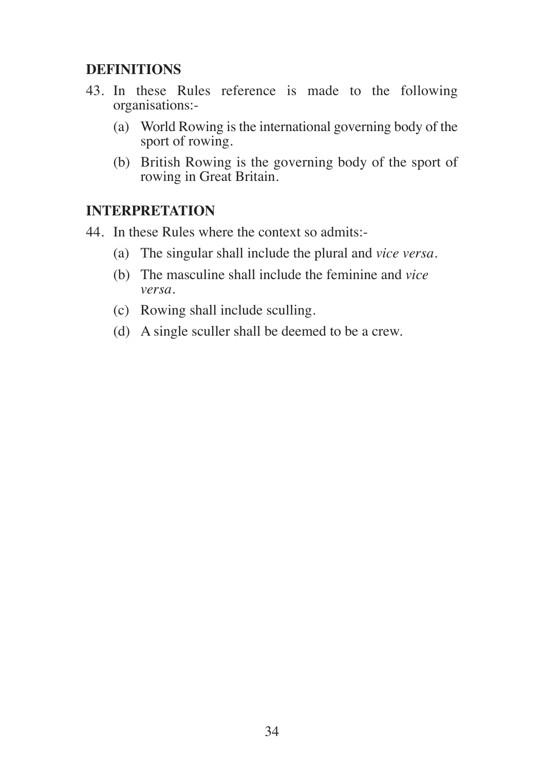## DEFINITIONS

43. In these Rules reference is made to the following organisations:-
    (a) World Rowing is the international governing body of the sport of rowing.
    (b) British Rowing is the governing body of the sport of rowing in Great Britain.

## INTERPRETATION

44. In these Rules where the context so admits:-
    (a) The singular shall include the plural and *vice versa*.
    (b) The masculine shall include the feminine and *vice versa*.
    (c) Rowing shall include sculling.
    (d) A single sculler shall be deemed to be a crew.